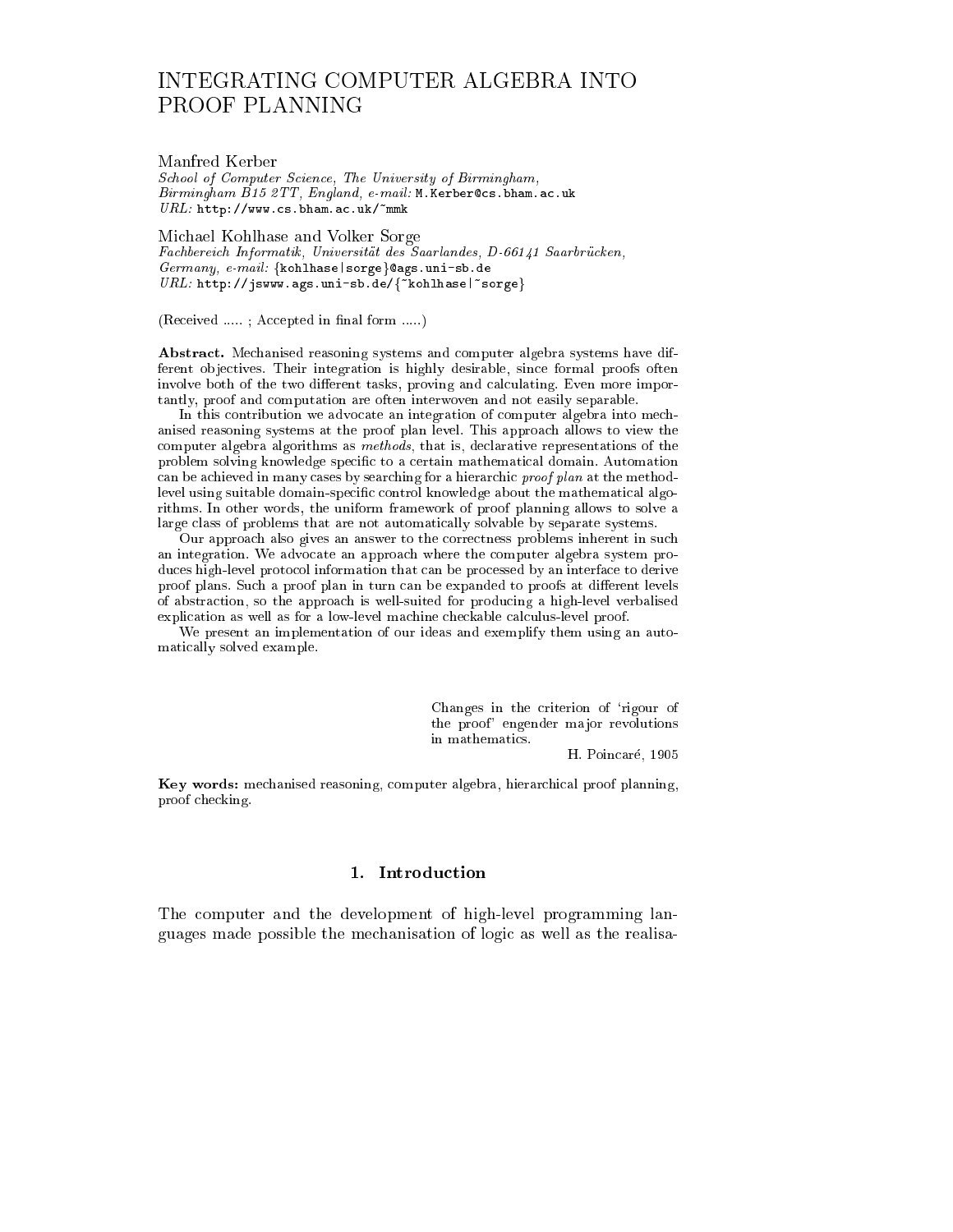# INTEGRATING COMPUTER ALGEBRA INTO PROOF PLANNING

Manfred Kerber
*School of Computer Science, The University of Birmingham, Birmingham B15 2TT, England, e-mail:* `M.Kerber@cs.bham.ac.uk`
*URL:* `http://www.cs.bham.ac.uk/~mmk`

Michael Kohlhase and Volker Sorge
*Fachbereich Informatik, Universität des Saarlandes, D-66141 Saarbrücken, Germany, e-mail:* `{kohlhase|sorge}@ags.uni-sb.de`
*URL:* `http://jswww.ags.uni-sb.de/{~kohlhase|~sorge}`

(Received ..... ; Accepted in final form .....)

**Abstract.** Mechanised reasoning systems and computer algebra systems have different objectives. Their integration is highly desirable, since formal proofs often involve both of the two different tasks, proving and calculating. Even more importantly, proof and computation are often interwoven and not easily separable.

In this contribution we advocate an integration of computer algebra into mechanised reasoning systems at the proof plan level. This approach allows to view the computer algebra algorithms as *methods*, that is, declarative representations of the problem solving knowledge specific to a certain mathematical domain. Automation can be achieved in many cases by searching for a hierarchic *proof plan* at the method-level using suitable domain-specific control knowledge about the mathematical algorithms. In other words, the uniform framework of proof planning allows to solve a large class of problems that are not automatically solvable by separate systems.

Our approach also gives an answer to the correctness problems inherent in such an integration. We advocate an approach where the computer algebra system produces high-level protocol information that can be processed by an interface to derive proof plans. Such a proof plan in turn can be expanded to proofs at different levels of abstraction, so the approach is well-suited for producing a high-level verbalised explication as well as for a low-level machine checkable calculus-level proof.

We present an implementation of our ideas and exemplify them using an automatically solved example.

> Changes in the criterion of 'rigour of the proof' engender major revolutions in mathematics.
>
> H. Poincaré, 1905

**Key words:** mechanised reasoning, computer algebra, hierarchical proof planning, proof checking.

## 1. Introduction

The computer and the development of high-level programming languages made possible the mechanisation of logic as well as the realisa-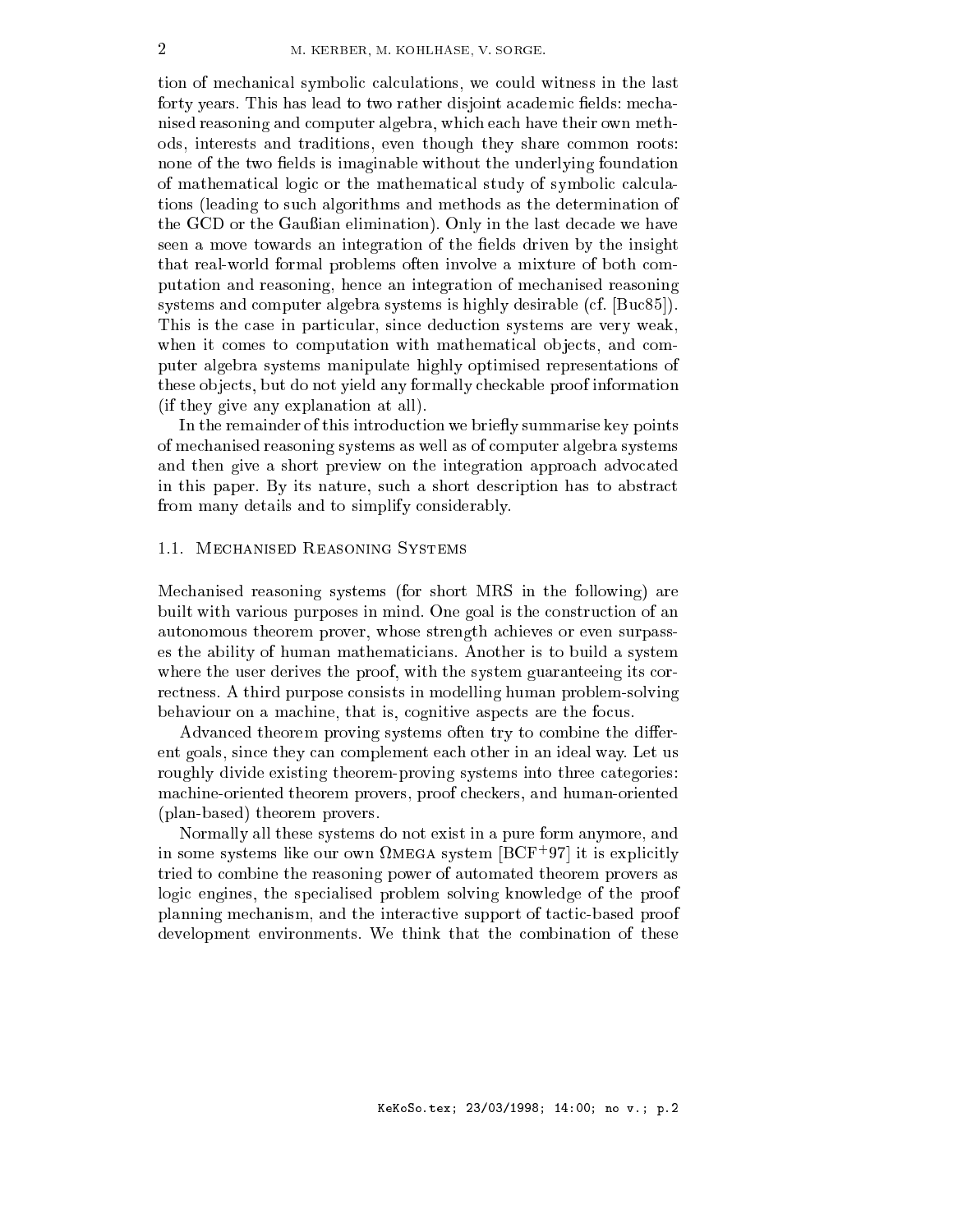tion of mechanical symbolic calculations, we could witness in the last forty years. This has lead to two rather disjoint academic fields: mechanised reasoning and computer algebra, which each have their own methods, interests and traditions, even though they share common roots: none of the two fields is imaginable without the underlying foundation of mathematical logic or the mathematical study of symbolic calculations (leading to such algorithms and methods as the determination of the GCD or the Gaußian elimination). Only in the last decade we have seen a move towards an integration of the fields driven by the insight that real-world formal problems often involve a mixture of both computation and reasoning, hence an integration of mechanised reasoning systems and computer algebra systems is highly desirable (cf. [Buc85]). This is the case in particular, since deduction systems are very weak, when it comes to computation with mathematical objects, and computer algebra systems manipulate highly optimised representations of these objects, but do not yield any formally checkable proof information (if they give any explanation at all).

In the remainder of this introduction we briefly summarise key points of mechanised reasoning systems as well as of computer algebra systems and then give a short preview on the integration approach advocated in this paper. By its nature, such a short description has to abstract from many details and to simplify considerably.

### 1.1. Mechanised Reasoning Systems

Mechanised reasoning systems (for short MRS in the following) are built with various purposes in mind. One goal is the construction of an autonomous theorem prover, whose strength achieves or even surpasses the ability of human mathematicians. Another is to build a system where the user derives the proof, with the system guaranteeing its correctness. A third purpose consists in modelling human problem-solving behaviour on a machine, that is, cognitive aspects are the focus.

Advanced theorem proving systems often try to combine the different goals, since they can complement each other in an ideal way. Let us roughly divide existing theorem-proving systems into three categories: machine-oriented theorem provers, proof checkers, and human-oriented (plan-based) theorem provers.

Normally all these systems do not exist in a pure form anymore, and in some systems like our own ΩMEGA system [BCF+97] it is explicitly tried to combine the reasoning power of automated theorem provers as logic engines, the specialised problem solving knowledge of the proof planning mechanism, and the interactive support of tactic-based proof development environments. We think that the combination of these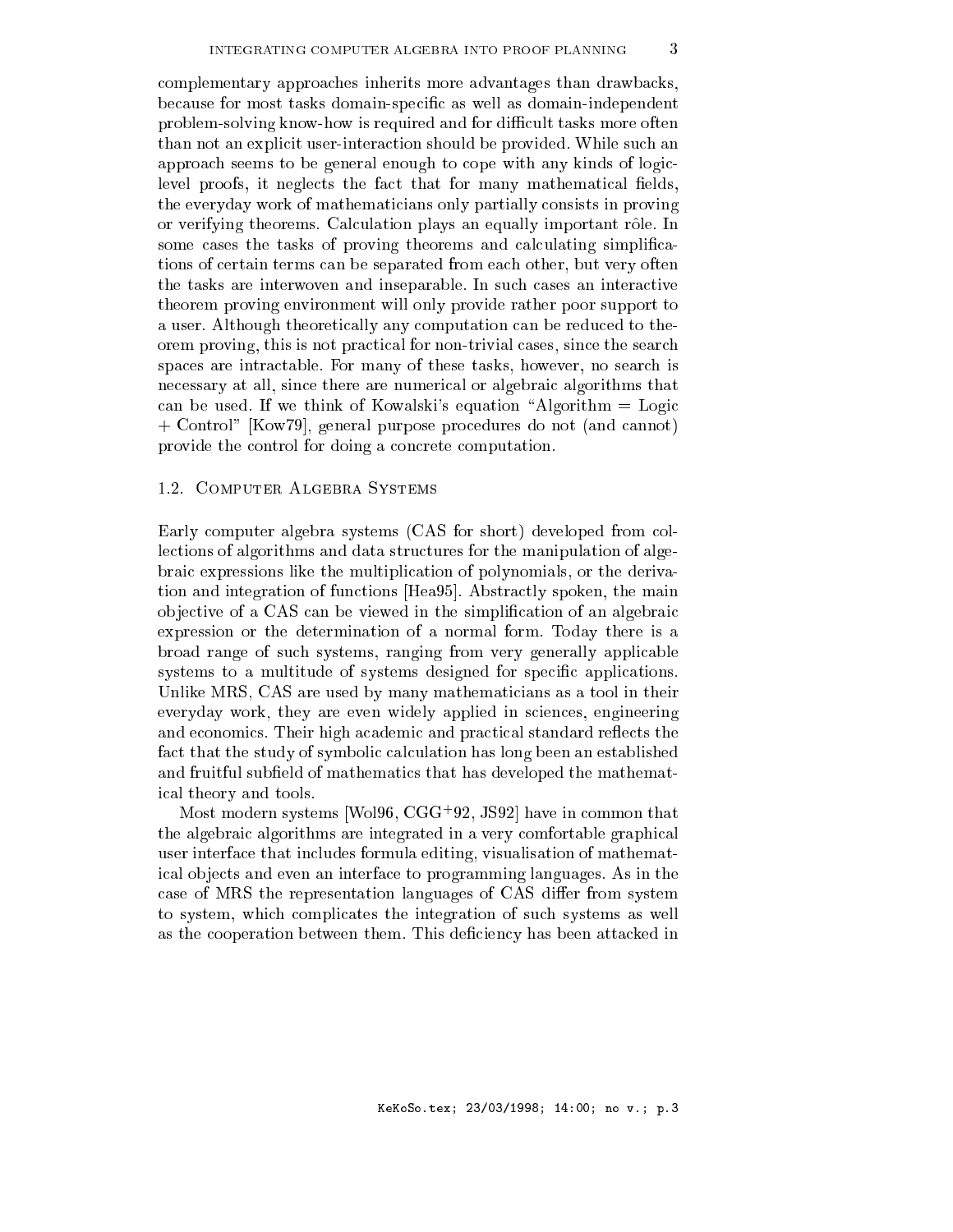complementary approaches inherits more advantages than drawbacks, because for most tasks domain-specific as well as domain-independent problem-solving know-how is required and for difficult tasks more often than not an explicit user-interaction should be provided. While such an approach seems to be general enough to cope with any kinds of logic-level proofs, it neglects the fact that for many mathematical fields, the everyday work of mathematicians only partially consists in proving or verifying theorems. Calculation plays an equally important rôle. In some cases the tasks of proving theorems and calculating simplifications of certain terms can be separated from each other, but very often the tasks are interwoven and inseparable. In such cases an interactive theorem proving environment will only provide rather poor support to a user. Although theoretically any computation can be reduced to theorem proving, this is not practical for non-trivial cases, since the search spaces are intractable. For many of these tasks, however, no search is necessary at all, since there are numerical or algebraic algorithms that can be used. If we think of Kowalski's equation "Algorithm = Logic + Control" [Kow79], general purpose procedures do not (and cannot) provide the control for doing a concrete computation.

### 1.2. Computer Algebra Systems

Early computer algebra systems (CAS for short) developed from collections of algorithms and data structures for the manipulation of algebraic expressions like the multiplication of polynomials, or the derivation and integration of functions [Hea95]. Abstractly spoken, the main objective of a CAS can be viewed in the simplification of an algebraic expression or the determination of a normal form. Today there is a broad range of such systems, ranging from very generally applicable systems to a multitude of systems designed for specific applications. Unlike MRS, CAS are used by many mathematicians as a tool in their everyday work, they are even widely applied in sciences, engineering and economics. Their high academic and practical standard reflects the fact that the study of symbolic calculation has long been an established and fruitful subfield of mathematics that has developed the mathematical theory and tools.

Most modern systems [Wol96, CGG+92, JS92] have in common that the algebraic algorithms are integrated in a very comfortable graphical user interface that includes formula editing, visualisation of mathematical objects and even an interface to programming languages. As in the case of MRS the representation languages of CAS differ from system to system, which complicates the integration of such systems as well as the cooperation between them. This deficiency has been attacked in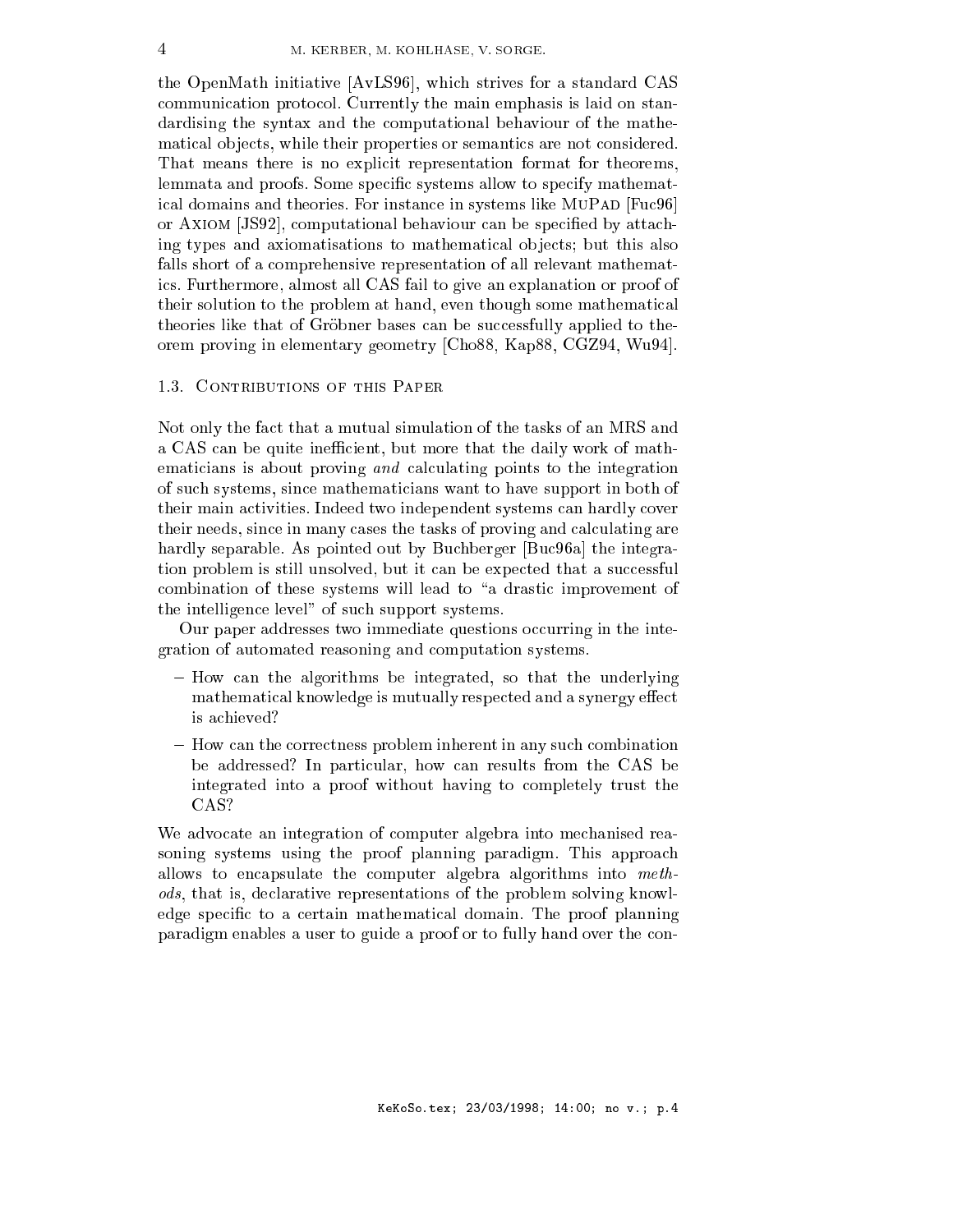the OpenMath initiative [AvLS96], which strives for a standard CAS communication protocol. Currently the main emphasis is laid on standardising the syntax and the computational behaviour of the mathematical objects, while their properties or semantics are not considered. That means there is no explicit representation format for theorems, lemmata and proofs. Some specific systems allow to specify mathematical domains and theories. For instance in systems like MuPAD [Fuc96] or AXIOM [JS92], computational behaviour can be specified by attaching types and axiomatisations to mathematical objects; but this also falls short of a comprehensive representation of all relevant mathematics. Furthermore, almost all CAS fail to give an explanation or proof of their solution to the problem at hand, even though some mathematical theories like that of Gröbner bases can be successfully applied to theorem proving in elementary geometry [Cho88, Kap88, CGZ94, Wu94].

### 1.3. Contributions of this Paper

Not only the fact that a mutual simulation of the tasks of an MRS and a CAS can be quite inefficient, but more that the daily work of mathematicians is about proving *and* calculating points to the integration of such systems, since mathematicians want to have support in both of their main activities. Indeed two independent systems can hardly cover their needs, since in many cases the tasks of proving and calculating are hardly separable. As pointed out by Buchberger [Buc96a] the integration problem is still unsolved, but it can be expected that a successful combination of these systems will lead to "a drastic improvement of the intelligence level" of such support systems.

Our paper addresses two immediate questions occurring in the integration of automated reasoning and computation systems.

- How can the algorithms be integrated, so that the underlying mathematical knowledge is mutually respected and a synergy effect is achieved?
- How can the correctness problem inherent in any such combination be addressed? In particular, how can results from the CAS be integrated into a proof without having to completely trust the CAS?

We advocate an integration of computer algebra into mechanised reasoning systems using the proof planning paradigm. This approach allows to encapsulate the computer algebra algorithms into *methods*, that is, declarative representations of the problem solving knowledge specific to a certain mathematical domain. The proof planning paradigm enables a user to guide a proof or to fully hand over the con-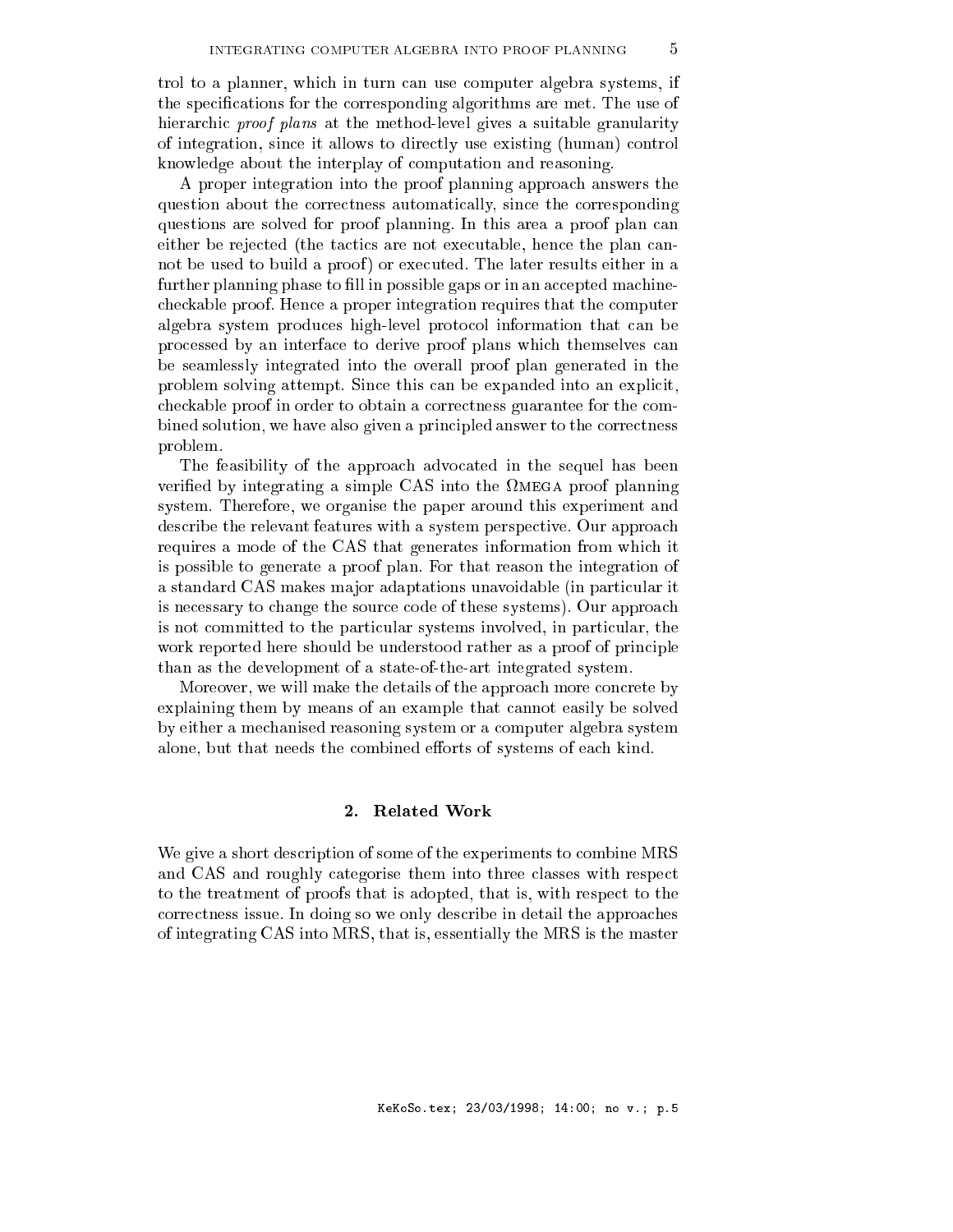trol to a planner, which in turn can use computer algebra systems, if the specifications for the corresponding algorithms are met. The use of hierarchic *proof plans* at the method-level gives a suitable granularity of integration, since it allows to directly use existing (human) control knowledge about the interplay of computation and reasoning.

A proper integration into the proof planning approach answers the question about the correctness automatically, since the corresponding questions are solved for proof planning. In this area a proof plan can either be rejected (the tactics are not executable, hence the plan cannot be used to build a proof) or executed. The later results either in a further planning phase to fill in possible gaps or in an accepted machine-checkable proof. Hence a proper integration requires that the computer algebra system produces high-level protocol information that can be processed by an interface to derive proof plans which themselves can be seamlessly integrated into the overall proof plan generated in the problem solving attempt. Since this can be expanded into an explicit, checkable proof in order to obtain a correctness guarantee for the combined solution, we have also given a principled answer to the correctness problem.

The feasibility of the approach advocated in the sequel has been verified by integrating a simple CAS into the ΩMEGA proof planning system. Therefore, we organise the paper around this experiment and describe the relevant features with a system perspective. Our approach requires a mode of the CAS that generates information from which it is possible to generate a proof plan. For that reason the integration of a standard CAS makes major adaptations unavoidable (in particular it is necessary to change the source code of these systems). Our approach is not committed to the particular systems involved, in particular, the work reported here should be understood rather as a proof of principle than as the development of a state-of-the-art integrated system.

Moreover, we will make the details of the approach more concrete by explaining them by means of an example that cannot easily be solved by either a mechanised reasoning system or a computer algebra system alone, but that needs the combined efforts of systems of each kind.

## 2. Related Work

We give a short description of some of the experiments to combine MRS and CAS and roughly categorise them into three classes with respect to the treatment of proofs that is adopted, that is, with respect to the correctness issue. In doing so we only describe in detail the approaches of integrating CAS into MRS, that is, essentially the MRS is the master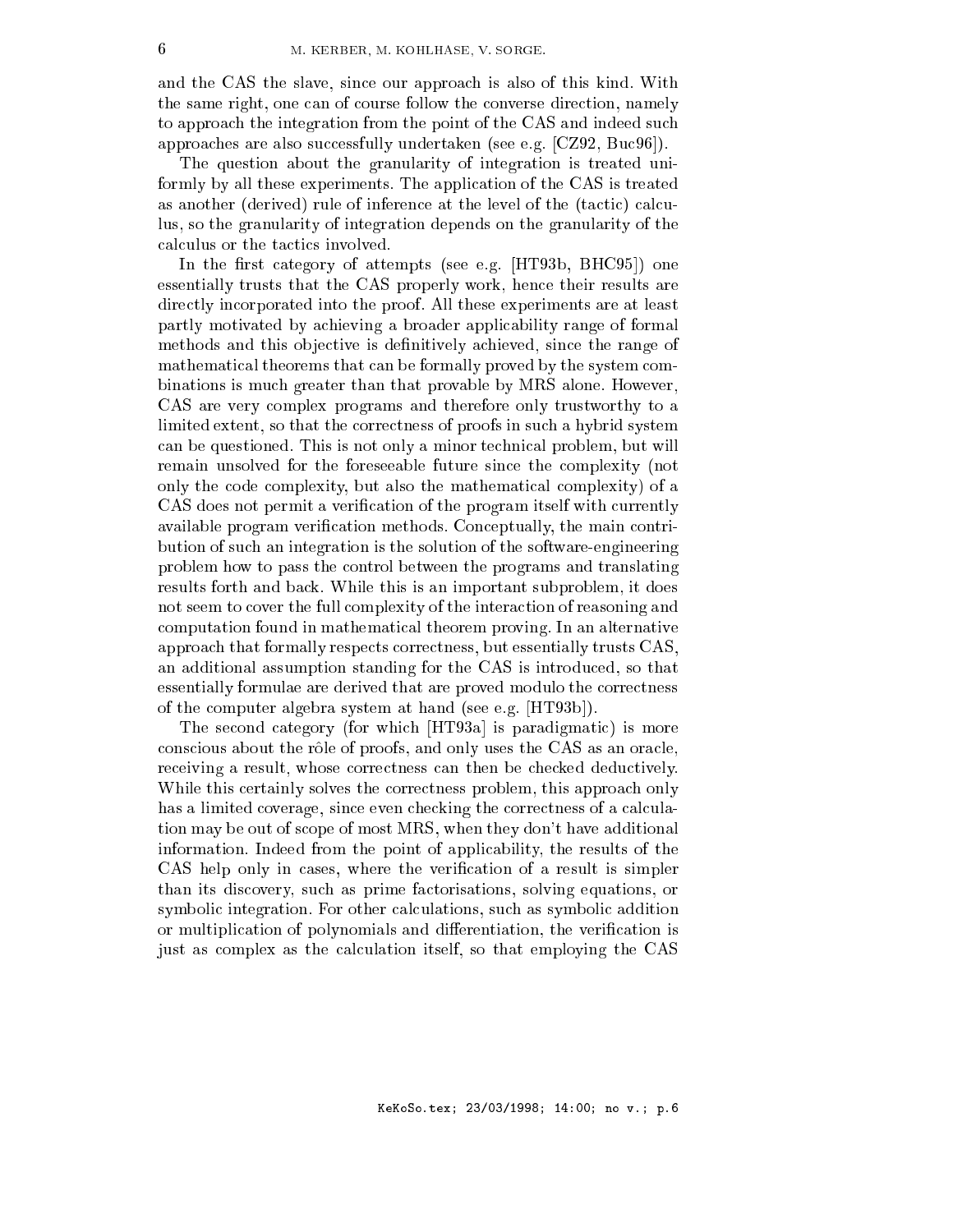and the CAS the slave, since our approach is also of this kind. With the same right, one can of course follow the converse direction, namely to approach the integration from the point of the CAS and indeed such approaches are also successfully undertaken (see e.g. [CZ92, Buc96]).

The question about the granularity of integration is treated uniformly by all these experiments. The application of the CAS is treated as another (derived) rule of inference at the level of the (tactic) calculus, so the granularity of integration depends on the granularity of the calculus or the tactics involved.

In the first category of attempts (see e.g. [HT93b, BHC95]) one essentially trusts that the CAS properly work, hence their results are directly incorporated into the proof. All these experiments are at least partly motivated by achieving a broader applicability range of formal methods and this objective is definitively achieved, since the range of mathematical theorems that can be formally proved by the system combinations is much greater than that provable by MRS alone. However, CAS are very complex programs and therefore only trustworthy to a limited extent, so that the correctness of proofs in such a hybrid system can be questioned. This is not only a minor technical problem, but will remain unsolved for the foreseeable future since the complexity (not only the code complexity, but also the mathematical complexity) of a CAS does not permit a verification of the program itself with currently available program verification methods. Conceptually, the main contribution of such an integration is the solution of the software-engineering problem how to pass the control between the programs and translating results forth and back. While this is an important subproblem, it does not seem to cover the full complexity of the interaction of reasoning and computation found in mathematical theorem proving. In an alternative approach that formally respects correctness, but essentially trusts CAS, an additional assumption standing for the CAS is introduced, so that essentially formulae are derived that are proved modulo the correctness of the computer algebra system at hand (see e.g. [HT93b]).

The second category (for which [HT93a] is paradigmatic) is more conscious about the rôle of proofs, and only uses the CAS as an oracle, receiving a result, whose correctness can then be checked deductively. While this certainly solves the correctness problem, this approach only has a limited coverage, since even checking the correctness of a calculation may be out of scope of most MRS, when they don't have additional information. Indeed from the point of applicability, the results of the CAS help only in cases, where the verification of a result is simpler than its discovery, such as prime factorisations, solving equations, or symbolic integration. For other calculations, such as symbolic addition or multiplication of polynomials and differentiation, the verification is just as complex as the calculation itself, so that employing the CAS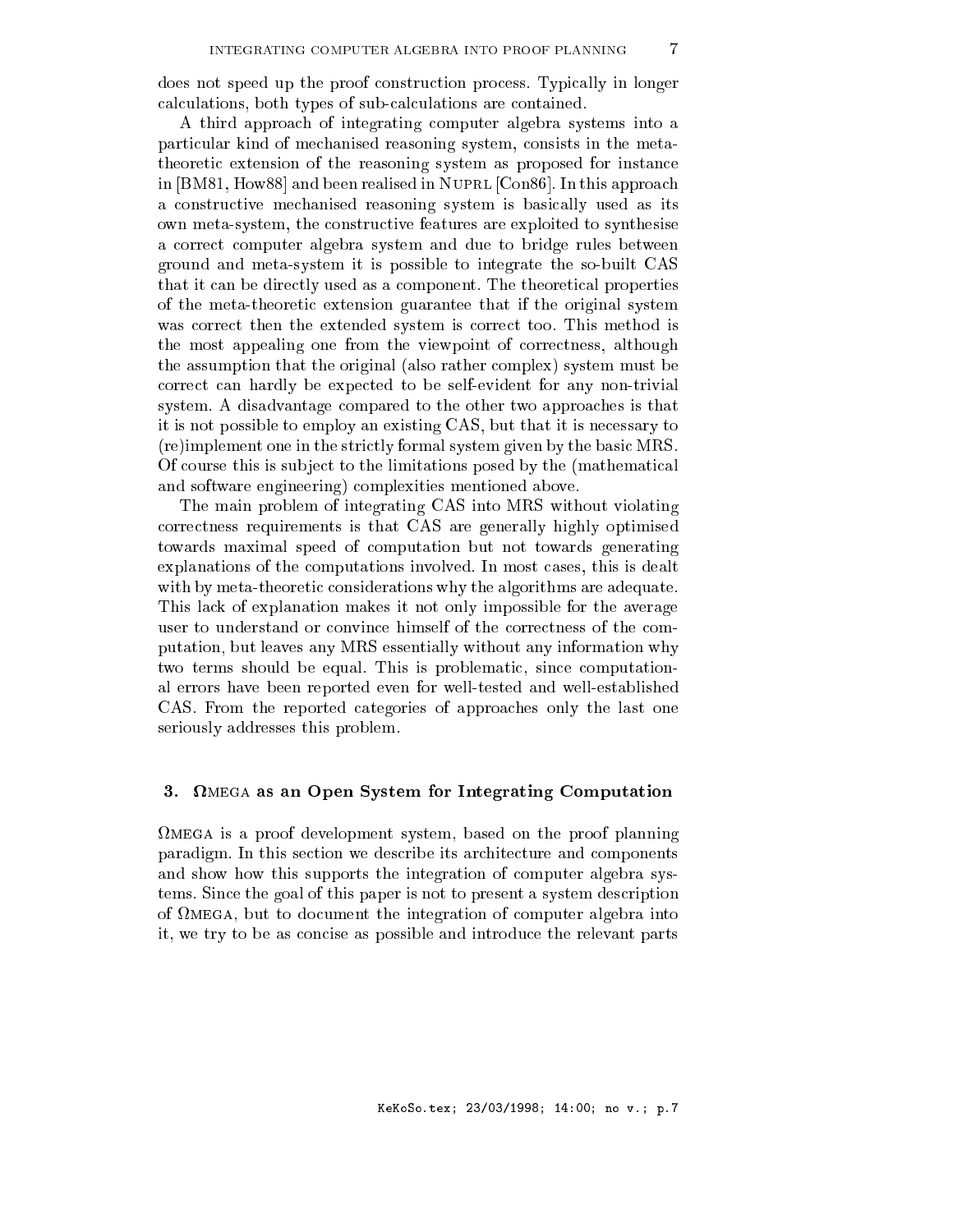does not speed up the proof construction process. Typically in longer calculations, both types of sub-calculations are contained.

A third approach of integrating computer algebra systems into a particular kind of mechanised reasoning system, consists in the meta-theoretic extension of the reasoning system as proposed for instance in [BM81, How88] and been realised in NUPRL [Con86]. In this approach a constructive mechanised reasoning system is basically used as its own meta-system, the constructive features are exploited to synthesise a correct computer algebra system and due to bridge rules between ground and meta-system it is possible to integrate the so-built CAS that it can be directly used as a component. The theoretical properties of the meta-theoretic extension guarantee that if the original system was correct then the extended system is correct too. This method is the most appealing one from the viewpoint of correctness, although the assumption that the original (also rather complex) system must be correct can hardly be expected to be self-evident for any non-trivial system. A disadvantage compared to the other two approaches is that it is not possible to employ an existing CAS, but that it is necessary to (re)implement one in the strictly formal system given by the basic MRS. Of course this is subject to the limitations posed by the (mathematical and software engineering) complexities mentioned above.

The main problem of integrating CAS into MRS without violating correctness requirements is that CAS are generally highly optimised towards maximal speed of computation but not towards generating explanations of the computations involved. In most cases, this is dealt with by meta-theoretic considerations why the algorithms are adequate. This lack of explanation makes it not only impossible for the average user to understand or convince himself of the correctness of the computation, but leaves any MRS essentially without any information why two terms should be equal. This is problematic, since computational errors have been reported even for well-tested and well-established CAS. From the reported categories of approaches only the last one seriously addresses this problem.

## 3. ΩMEGA as an Open System for Integrating Computation

ΩMEGA is a proof development system, based on the proof planning paradigm. In this section we describe its architecture and components and show how this supports the integration of computer algebra systems. Since the goal of this paper is not to present a system description of ΩMEGA, but to document the integration of computer algebra into it, we try to be as concise as possible and introduce the relevant parts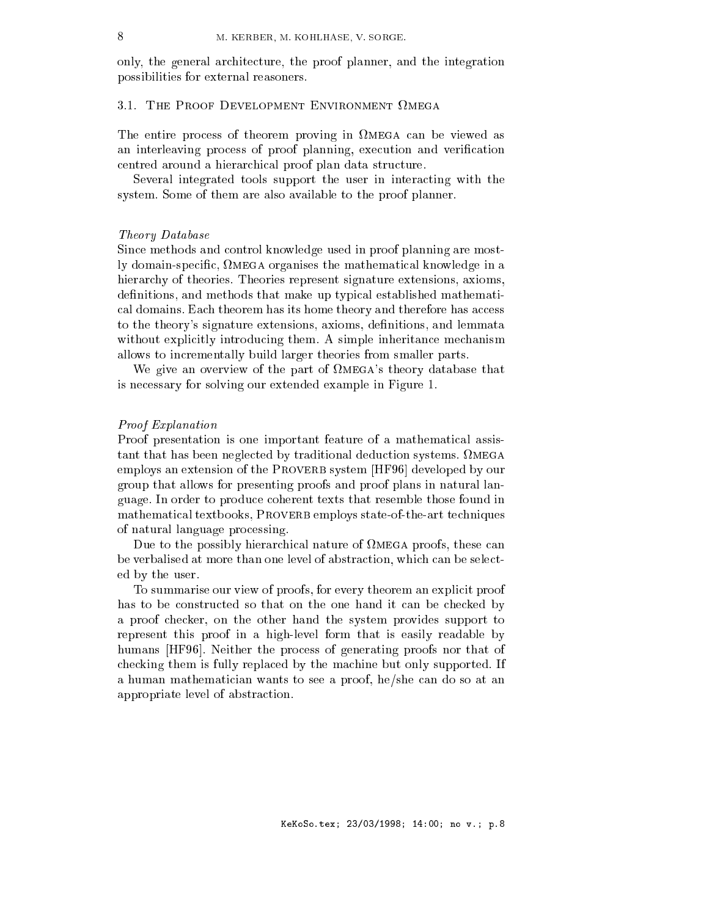only, the general architecture, the proof planner, and the integration possibilities for external reasoners.

### 3.1. The Proof Development Environment Ωmega

The entire process of theorem proving in Ωmega can be viewed as an interleaving process of proof planning, execution and verification centred around a hierarchical proof plan data structure.

Several integrated tools support the user in interacting with the system. Some of them are also available to the proof planner.

*Theory Database*

Since methods and control knowledge used in proof planning are mostly domain-specific, Ωmega organises the mathematical knowledge in a hierarchy of theories. Theories represent signature extensions, axioms, definitions, and methods that make up typical established mathematical domains. Each theorem has its home theory and therefore has access to the theory's signature extensions, axioms, definitions, and lemmata without explicitly introducing them. A simple inheritance mechanism allows to incrementally build larger theories from smaller parts.

We give an overview of the part of Ωmega's theory database that is necessary for solving our extended example in Figure 1.

*Proof Explanation*

Proof presentation is one important feature of a mathematical assistant that has been neglected by traditional deduction systems. Ωmega employs an extension of the Proverb system [HF96] developed by our group that allows for presenting proofs and proof plans in natural language. In order to produce coherent texts that resemble those found in mathematical textbooks, Proverb employs state-of-the-art techniques of natural language processing.

Due to the possibly hierarchical nature of Ωmega proofs, these can be verbalised at more than one level of abstraction, which can be selected by the user.

To summarise our view of proofs, for every theorem an explicit proof has to be constructed so that on the one hand it can be checked by a proof checker, on the other hand the system provides support to represent this proof in a high-level form that is easily readable by humans [HF96]. Neither the process of generating proofs nor that of checking them is fully replaced by the machine but only supported. If a human mathematician wants to see a proof, he/she can do so at an appropriate level of abstraction.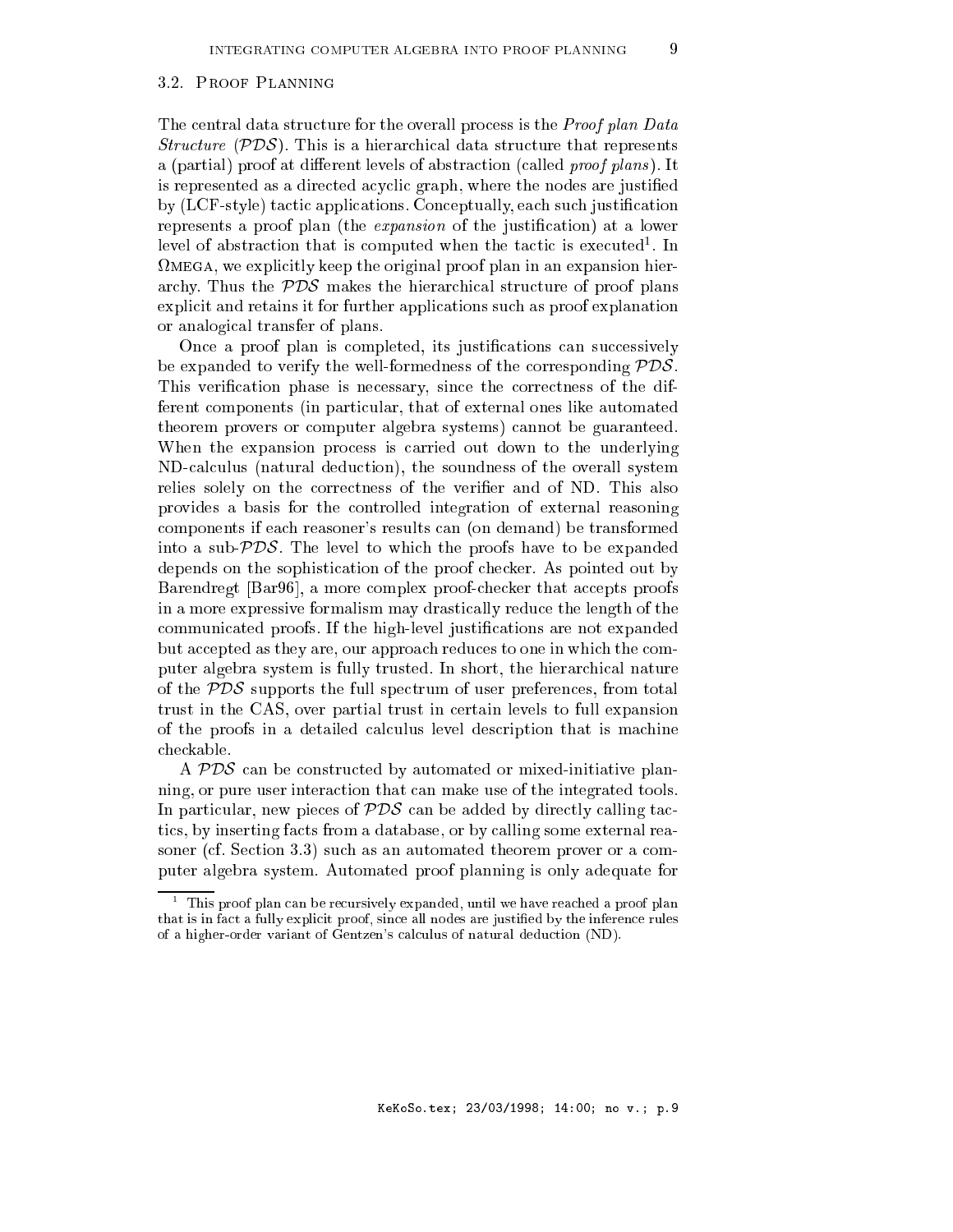### 3.2. Proof Planning

The central data structure for the overall process is the *Proof plan Data Structure* ($\mathcal{PDS}$). This is a hierarchical data structure that represents a (partial) proof at different levels of abstraction (called *proof plans*). It is represented as a directed acyclic graph, where the nodes are justified by (LCF-style) tactic applications. Conceptually, each such justification represents a proof plan (the *expansion* of the justification) at a lower level of abstraction that is computed when the tactic is executed[1]. In $\Omega$MEGA, we explicitly keep the original proof plan in an expansion hierarchy. Thus the $\mathcal{PDS}$ makes the hierarchical structure of proof plans explicit and retains it for further applications such as proof explanation or analogical transfer of plans.

Once a proof plan is completed, its justifications can successively be expanded to verify the well-formedness of the corresponding $\mathcal{PDS}$. This verification phase is necessary, since the correctness of the different components (in particular, that of external ones like automated theorem provers or computer algebra systems) cannot be guaranteed. When the expansion process is carried out down to the underlying ND-calculus (natural deduction), the soundness of the overall system relies solely on the correctness of the verifier and of ND. This also provides a basis for the controlled integration of external reasoning components if each reasoner's results can (on demand) be transformed into a sub-$\mathcal{PDS}$. The level to which the proofs have to be expanded depends on the sophistication of the proof checker. As pointed out by Barendregt [Bar96], a more complex proof-checker that accepts proofs in a more expressive formalism may drastically reduce the length of the communicated proofs. If the high-level justifications are not expanded but accepted as they are, our approach reduces to one in which the computer algebra system is fully trusted. In short, the hierarchical nature of the $\mathcal{PDS}$ supports the full spectrum of user preferences, from total trust in the CAS, over partial trust in certain levels to full expansion of the proofs in a detailed calculus level description that is machine checkable.

A $\mathcal{PDS}$ can be constructed by automated or mixed-initiative planning, or pure user interaction that can make use of the integrated tools. In particular, new pieces of $\mathcal{PDS}$ can be added by directly calling tactics, by inserting facts from a database, or by calling some external reasoner (cf. Section 3.3) such as an automated theorem prover or a computer algebra system. Automated proof planning is only adequate for

[1] This proof plan can be recursively expanded, until we have reached a proof plan that is in fact a fully explicit proof, since all nodes are justified by the inference rules of a higher-order variant of Gentzen's calculus of natural deduction (ND).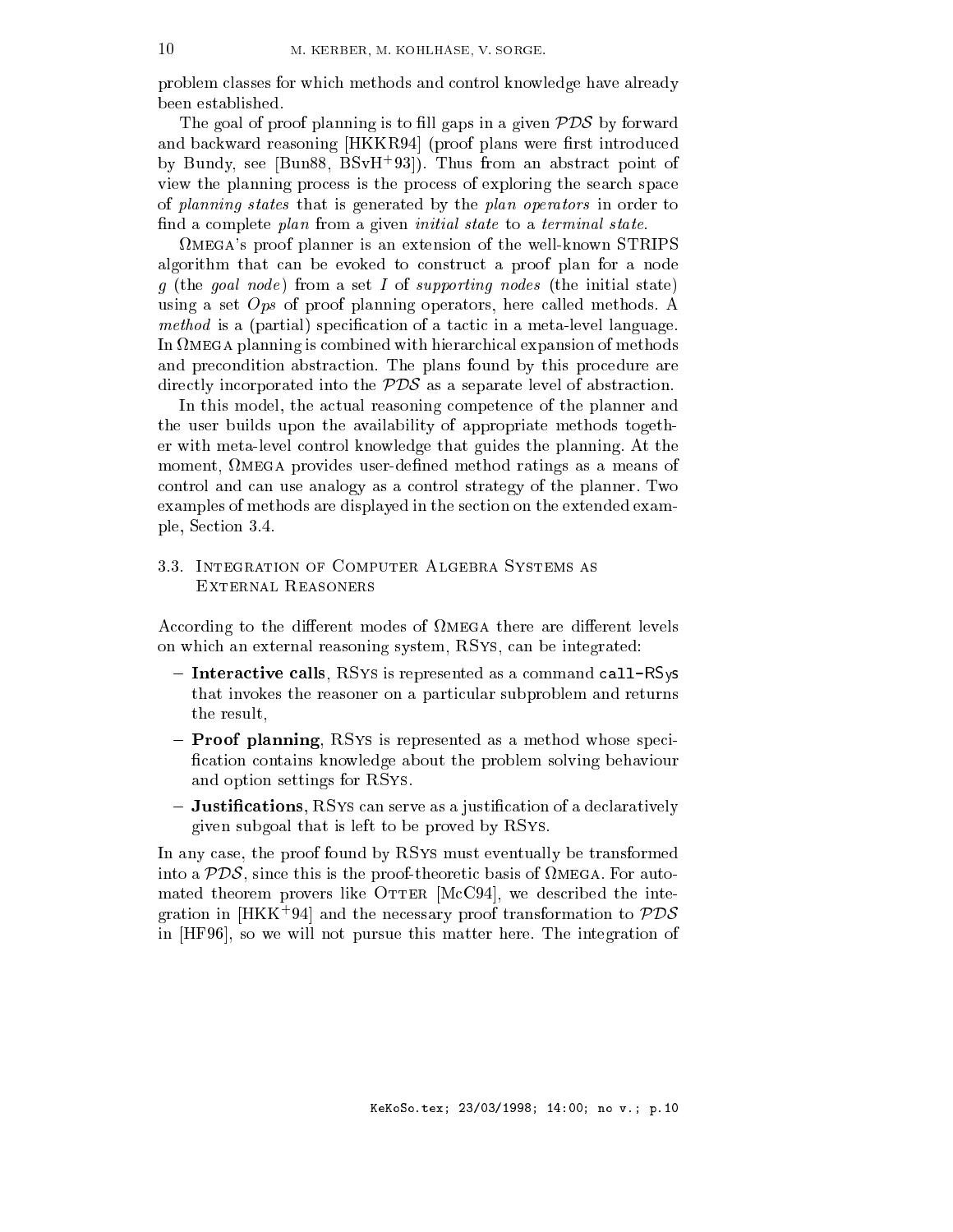problem classes for which methods and control knowledge have already been established.

The goal of proof planning is to fill gaps in a given $\mathcal{PDS}$ by forward and backward reasoning [HKKR94] (proof plans were first introduced by Bundy, see [Bun88, BSvH+93]). Thus from an abstract point of view the planning process is the process of exploring the search space of *planning states* that is generated by the *plan operators* in order to find a complete *plan* from a given *initial state* to a *terminal state*.

ΩMEGA's proof planner is an extension of the well-known STRIPS algorithm that can be evoked to construct a proof plan for a node $g$ (the *goal node*) from a set $I$ of *supporting nodes* (the initial state) using a set $Ops$ of proof planning operators, here called methods. A *method* is a (partial) specification of a tactic in a meta-level language. In ΩMEGA planning is combined with hierarchical expansion of methods and precondition abstraction. The plans found by this procedure are directly incorporated into the $\mathcal{PDS}$ as a separate level of abstraction.

In this model, the actual reasoning competence of the planner and the user builds upon the availability of appropriate methods together with meta-level control knowledge that guides the planning. At the moment, ΩMEGA provides user-defined method ratings as a means of control and can use analogy as a control strategy of the planner. Two examples of methods are displayed in the section on the extended example, Section 3.4.

### 3.3. Integration of Computer Algebra Systems as External Reasoners

According to the different modes of ΩMEGA there are different levels on which an external reasoning system, RSYS, can be integrated:

- **Interactive calls**, RSYS is represented as a command `call-RSys` that invokes the reasoner on a particular subproblem and returns the result,
- **Proof planning**, RSYS is represented as a method whose specification contains knowledge about the problem solving behaviour and option settings for RSYS.
- **Justifications**, RSYS can serve as a justification of a declaratively given subgoal that is left to be proved by RSYS.

In any case, the proof found by RSYS must eventually be transformed into a $\mathcal{PDS}$, since this is the proof-theoretic basis of ΩMEGA. For automated theorem provers like OTTER [McC94], we described the integration in [HKK+94] and the necessary proof transformation to $\mathcal{PDS}$ in [HF96], so we will not pursue this matter here. The integration of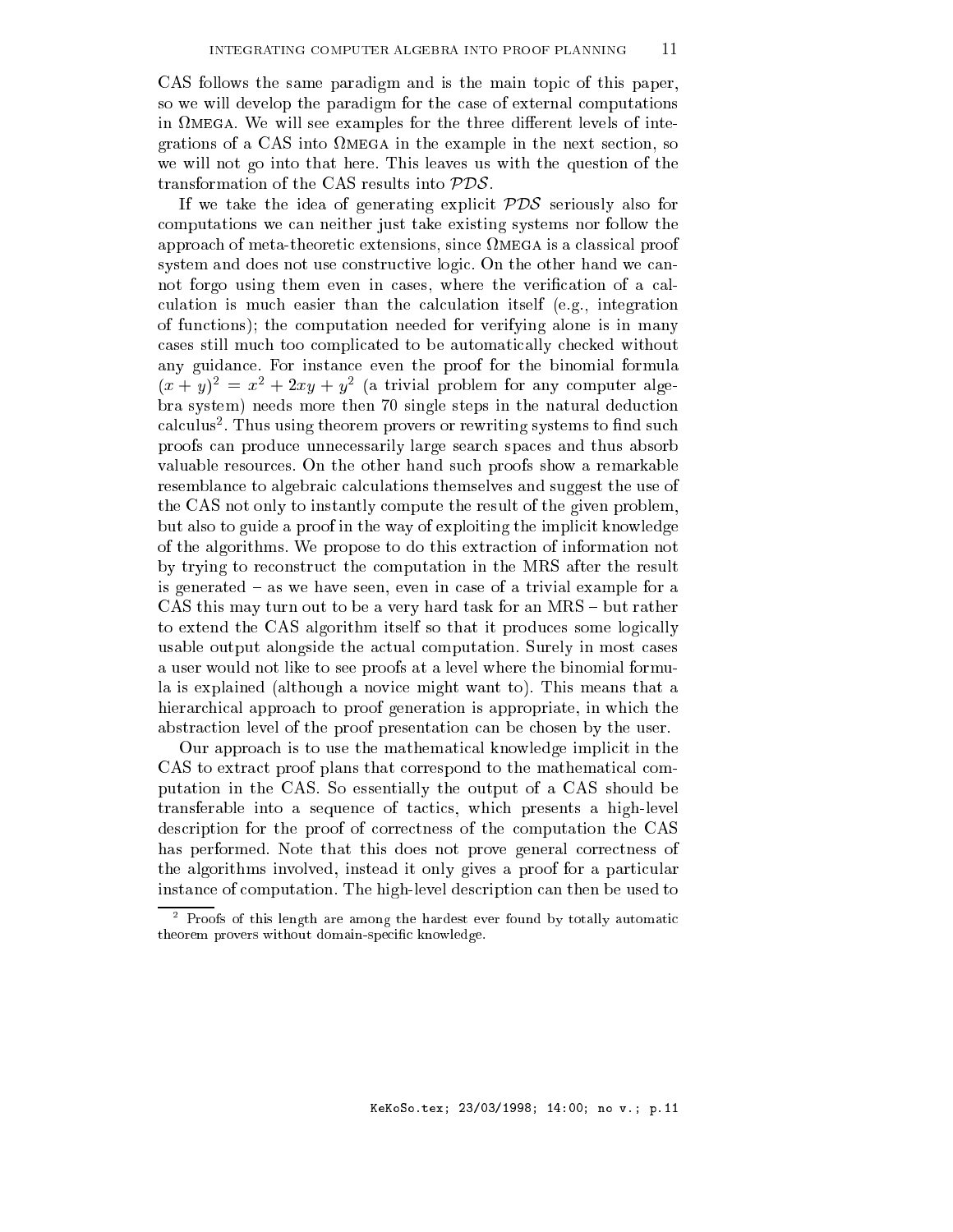CAS follows the same paradigm and is the main topic of this paper, so we will develop the paradigm for the case of external computations in ΩMEGA. We will see examples for the three different levels of integrations of a CAS into ΩMEGA in the example in the next section, so we will not go into that here. This leaves us with the question of the transformation of the CAS results into $\mathcal{PDS}$.

If we take the idea of generating explicit $\mathcal{PDS}$ seriously also for computations we can neither just take existing systems nor follow the approach of meta-theoretic extensions, since ΩMEGA is a classical proof system and does not use constructive logic. On the other hand we cannot forgo using them even in cases, where the verification of a calculation is much easier than the calculation itself (e.g., integration of functions); the computation needed for verifying alone is in many cases still much too complicated to be automatically checked without any guidance. For instance even the proof for the binomial formula $(x+y)^2 = x^2 + 2xy + y^2$ (a trivial problem for any computer algebra system) needs more then 70 single steps in the natural deduction calculus[2]. Thus using theorem provers or rewriting systems to find such proofs can produce unnecessarily large search spaces and thus absorb valuable resources. On the other hand such proofs show a remarkable resemblance to algebraic calculations themselves and suggest the use of the CAS not only to instantly compute the result of the given problem, but also to guide a proof in the way of exploiting the implicit knowledge of the algorithms. We propose to do this extraction of information not by trying to reconstruct the computation in the MRS after the result is generated – as we have seen, even in case of a trivial example for a CAS this may turn out to be a very hard task for an MRS – but rather to extend the CAS algorithm itself so that it produces some logically usable output alongside the actual computation. Surely in most cases a user would not like to see proofs at a level where the binomial formula is explained (although a novice might want to). This means that a hierarchical approach to proof generation is appropriate, in which the abstraction level of the proof presentation can be chosen by the user.

Our approach is to use the mathematical knowledge implicit in the CAS to extract proof plans that correspond to the mathematical computation in the CAS. So essentially the output of a CAS should be transferable into a sequence of tactics, which presents a high-level description for the proof of correctness of the computation the CAS has performed. Note that this does not prove general correctness of the algorithms involved, instead it only gives a proof for a particular instance of computation. The high-level description can then be used to

---

[2] Proofs of this length are among the hardest ever found by totally automatic theorem provers without domain-specific knowledge.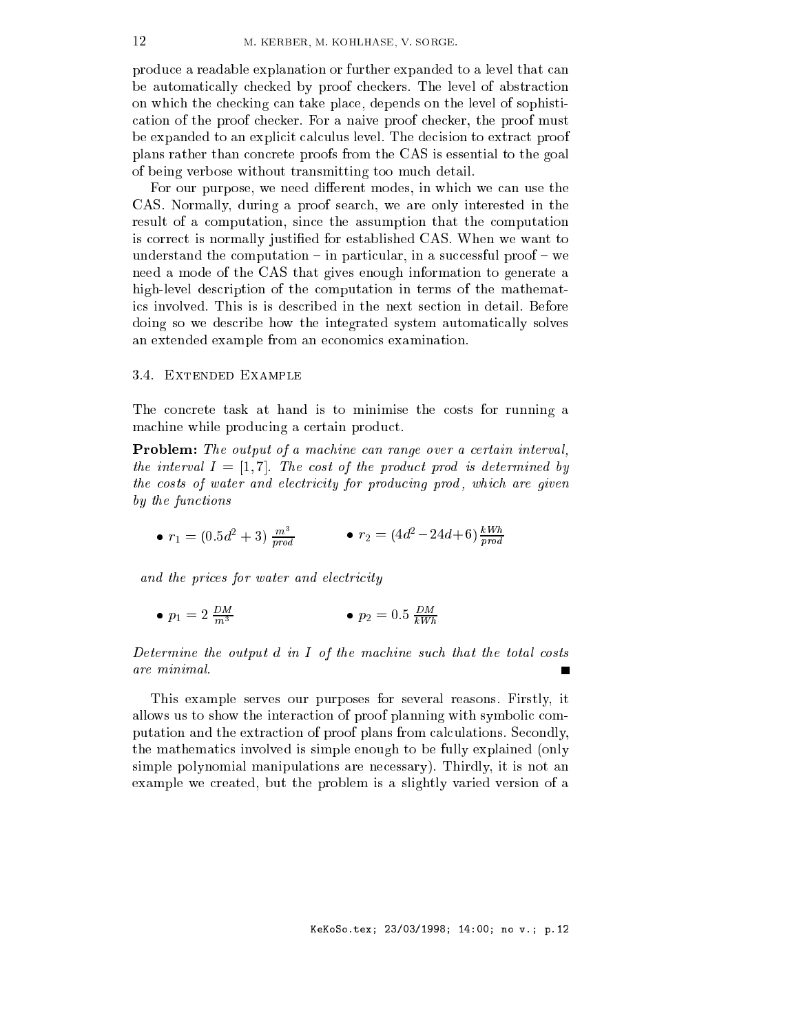produce a readable explanation or further expanded to a level that can be automatically checked by proof checkers. The level of abstraction on which the checking can take place, depends on the level of sophistication of the proof checker. For a naive proof checker, the proof must be expanded to an explicit calculus level. The decision to extract proof plans rather than concrete proofs from the CAS is essential to the goal of being verbose without transmitting too much detail.

For our purpose, we need different modes, in which we can use the CAS. Normally, during a proof search, we are only interested in the result of a computation, since the assumption that the computation is correct is normally justified for established CAS. When we want to understand the computation – in particular, in a successful proof – we need a mode of the CAS that gives enough information to generate a high-level description of the computation in terms of the mathematics involved. This is is described in the next section in detail. Before doing so we describe how the integrated system automatically solves an extended example from an economics examination.

### 3.4. Extended Example

The concrete task at hand is to minimise the costs for running a machine while producing a certain product.

**Problem:** *The output of a machine can range over a certain interval, the interval* $I = [1, 7]$. *The cost of the product prod is determined by the costs of water and electricity for producing prod, which are given by the functions*

- $r_1 = (0.5d^2 + 3)\,\frac{m^3}{prod}$
- $r_2 = (4d^2 - 24d + 6)\,\frac{kWh}{prod}$

*and the prices for water and electricity*

- $p_1 = 2\,\frac{DM}{m^3}$
- $p_2 = 0.5\,\frac{DM}{kWh}$

*Determine the output d in I of the machine such that the total costs are minimal.* ■

This example serves our purposes for several reasons. Firstly, it allows us to show the interaction of proof planning with symbolic computation and the extraction of proof plans from calculations. Secondly, the mathematics involved is simple enough to be fully explained (only simple polynomial manipulations are necessary). Thirdly, it is not an example we created, but the problem is a slightly varied version of a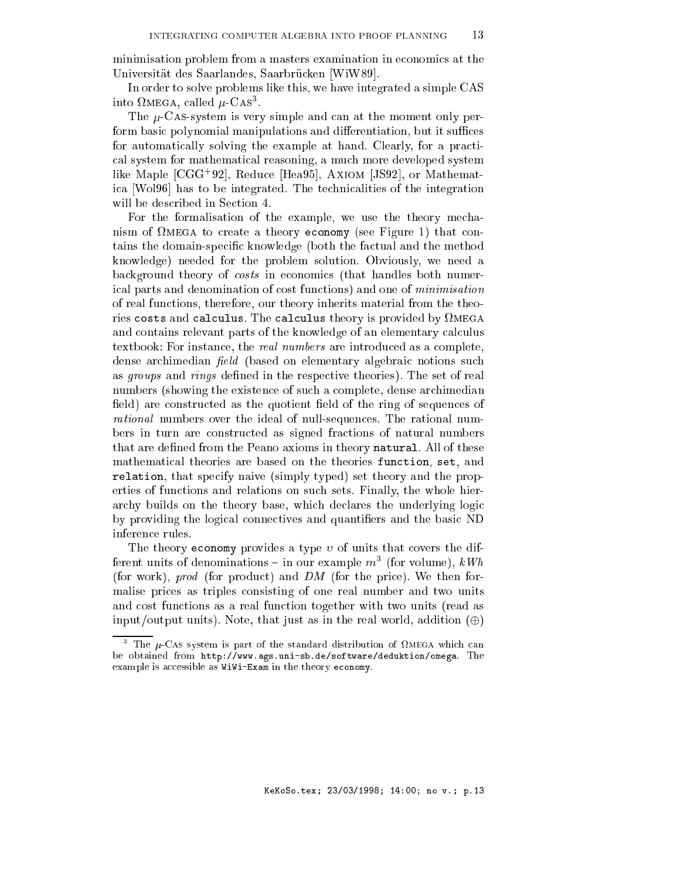minimisation problem from a masters examination in economics at the Universität des Saarlandes, Saarbrücken [WiW89].

In order to solve problems like this, we have integrated a simple CAS into ΩMEGA, called $\mu$-CAS[3].

The $\mu$-CAS-system is very simple and can at the moment only perform basic polynomial manipulations and differentiation, but it suffices for automatically solving the example at hand. Clearly, for a practical system for mathematical reasoning, a much more developed system like Maple [CGG+92], Reduce [Hea95], AXIOM [JS92], or Mathematica [Wol96] has to be integrated. The technicalities of the integration will be described in Section 4.

For the formalisation of the example, we use the theory mechanism of ΩMEGA to create a theory `economy` (see Figure 1) that contains the domain-specific knowledge (both the factual and the method knowledge) needed for the problem solution. Obviously, we need a background theory of *costs* in economics (that handles both numerical parts and denomination of cost functions) and one of *minimisation* of real functions, therefore, our theory inherits material from the theories `costs` and `calculus`. The `calculus` theory is provided by ΩMEGA and contains relevant parts of the knowledge of an elementary calculus textbook: For instance, the *real numbers* are introduced as a complete, dense archimedian *field* (based on elementary algebraic notions such as *groups* and *rings* defined in the respective theories). The set of real numbers (showing the existence of such a complete, dense archimedian field) are constructed as the quotient field of the ring of sequences of *rational* numbers over the ideal of null-sequences. The rational numbers in turn are constructed as signed fractions of natural numbers that are defined from the Peano axioms in theory **`natural`**. All of these mathematical theories are based on the theories `function`, `set`, and `relation`, that specify naive (simply typed) set theory and the properties of functions and relations on such sets. Finally, the whole hierarchy builds on the theory base, which declares the underlying logic by providing the logical connectives and quantifiers and the basic ND inference rules.

The theory `economy` provides a type $\upsilon$ of units that covers the different units of denominations – in our example $m^3$ (for volume), $kWh$ (for work), *prod* (for product) and *DM* (for the price). We then formalise prices as triples consisting of one real number and two units and cost functions as a real function together with two units (read as input/output units). Note, that just as in the real world, addition ($\oplus$)

[3] The $\mu$-CAS system is part of the standard distribution of ΩMEGA which can be obtained from `http://www.ags.uni-sb.de/software/deduktion/omega`. The example is accessible as `WiWi-Exam` in the theory `economy`.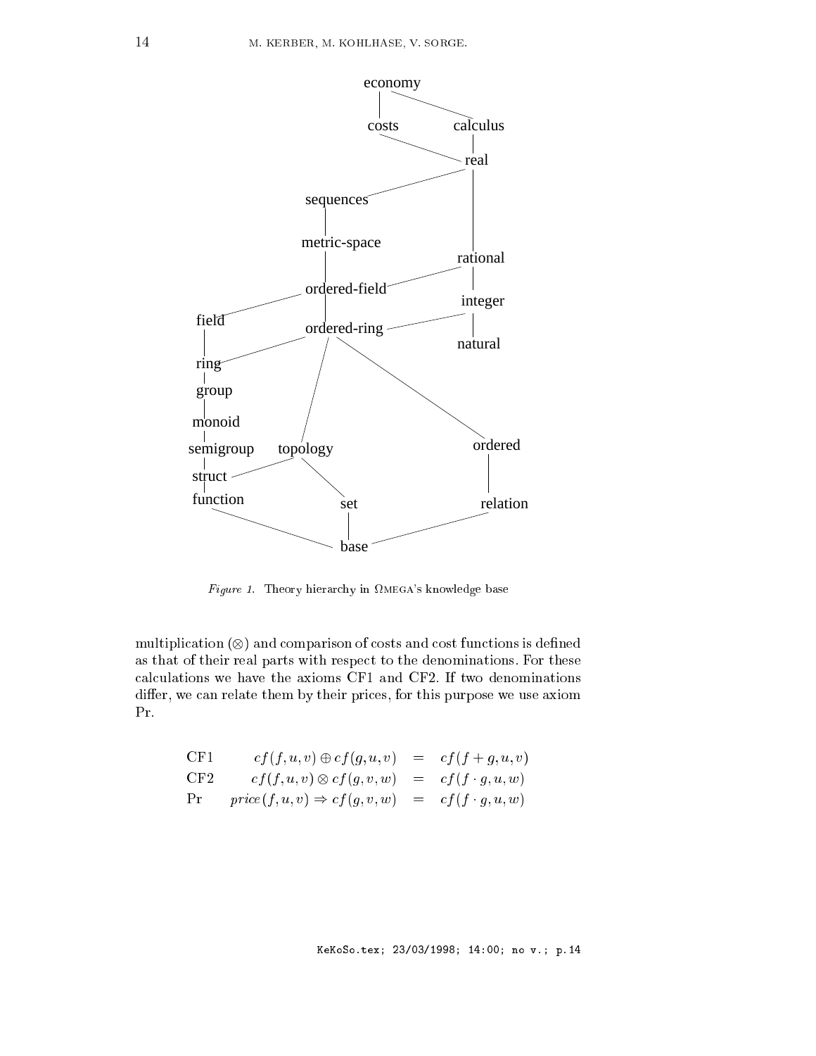*Figure 1.* Theory hierarchy in ΩMEGA's knowledge base

multiplication ($\otimes$) and comparison of costs and cost functions is defined as that of their real parts with respect to the denominations. For these calculations we have the axioms CF1 and CF2. If two denominations differ, we can relate them by their prices, for this purpose we use axiom Pr.

$$
\begin{array}{lrcl}
\text{CF1} & cf(f,u,v) \oplus cf(g,u,v) & = & cf(f+g,u,v) \\
\text{CF2} & cf(f,u,v) \otimes cf(g,v,w) & = & cf(f \cdot g,u,w) \\
\text{Pr} & \mathit{price}(f,u,v) \Rightarrow cf(g,v,w) & = & cf(f \cdot g,u,w)
\end{array}
$$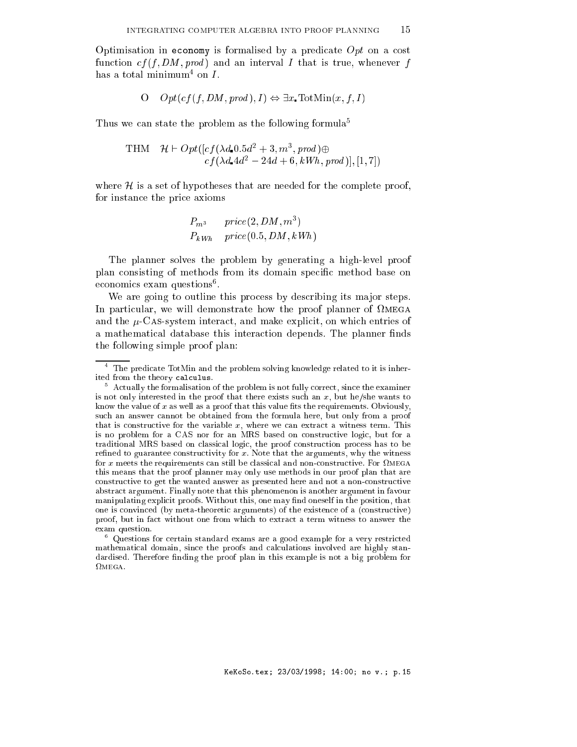Optimisation in `economy` is formalised by a predicate $Opt$ on a cost function $cf(f, DM, prod)$ and an interval $I$ that is true, whenever $f$ has a total minimum[4] on $I$.

$$\text{O} \quad Opt(cf(f, DM, prod), I) \Leftrightarrow \exists x. \text{TotMin}(x, f, I)$$

Thus we can state the problem as the following formula[5]

$$\text{THM} \quad \mathcal{H} \vdash Opt([cf(\lambda d. 0.5d^2 + 3, m^3, prod) \oplus cf(\lambda d. 4d^2 - 24d + 6, kWh, prod)], [1, 7])$$

where $\mathcal{H}$ is a set of hypotheses that are needed for the complete proof, for instance the price axioms

$$P_{m^3} \quad price(2, DM, m^3)$$
$$P_{kWh} \quad price(0.5, DM, kWh)$$

The planner solves the problem by generating a high-level proof plan consisting of methods from its domain specific method base on economics exam questions[6].

We are going to outline this process by describing its major steps. In particular, we will demonstrate how the proof planner of ΩMEGA and the $\mu$-CAS-system interact, and make explicit, on which entries of a mathematical database this interaction depends. The planner finds the following simple proof plan:

---

[4] The predicate TotMin and the problem solving knowledge related to it is inherited from the theory `calculus`.

[5] Actually the formalisation of the problem is not fully correct, since the examiner is not only interested in the proof that there exists such an $x$, but he/she wants to know the value of $x$ as well as a proof that this value fits the requirements. Obviously, such an answer cannot be obtained from the formula here, but only from a proof that is constructive for the variable $x$, where we can extract a witness term. This is no problem for a CAS nor for an MRS based on constructive logic, but for a traditional MRS based on classical logic, the proof construction process has to be refined to guarantee constructivity for $x$. Note that the arguments, why the witness for $x$ meets the requirements can still be classical and non-constructive. For ΩMEGA this means that the proof planner may only use methods in our proof plan that are constructive to get the wanted answer as presented here and not a non-constructive abstract argument. Finally note that this phenomenon is another argument in favour manipulating explicit proofs. Without this, one may find oneself in the position, that one is convinced (by meta-theoretic arguments) of the existence of a (constructive) proof, but in fact without one from which to extract a term witness to answer the exam question.

[6] Questions for certain standard exams are a good example for a very restricted mathematical domain, since the proofs and calculations involved are highly standardised. Therefore finding the proof plan in this example is not a big problem for ΩMEGA.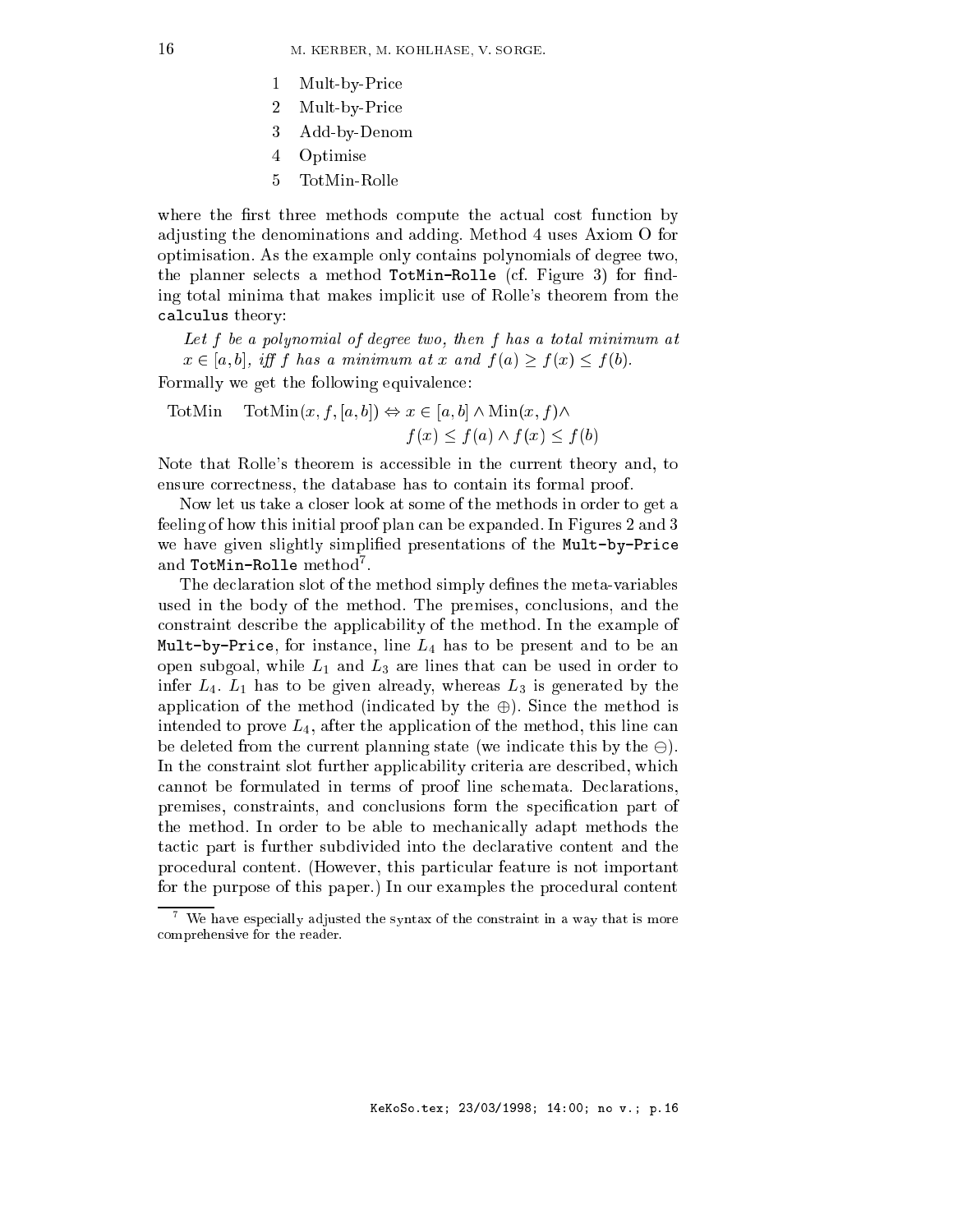1. Mult-by-Price
2. Mult-by-Price
3. Add-by-Denom
4. Optimise
5. TotMin-Rolle

where the first three methods compute the actual cost function by adjusting the denominations and adding. Method 4 uses Axiom O for optimisation. As the example only contains polynomials of degree two, the planner selects a method **TotMin-Rolle** (cf. Figure 3) for finding total minima that makes implicit use of Rolle's theorem from the `calculus` theory:

*Let $f$ be a polynomial of degree two, then $f$ has a total minimum at $x \in [a,b]$, iff $f$ has a minimum at $x$ and $f(a) \geq f(x) \leq f(b)$.*

Formally we get the following equivalence:

$$\text{TotMin} \quad \text{TotMin}(x, f, [a,b]) \Leftrightarrow x \in [a,b] \wedge \text{Min}(x, f) \wedge f(x) \leq f(a) \wedge f(x) \leq f(b)$$

Note that Rolle's theorem is accessible in the current theory and, to ensure correctness, the database has to contain its formal proof.

Now let us take a closer look at some of the methods in order to get a feeling of how this initial proof plan can be expanded. In Figures 2 and 3 we have given slightly simplified presentations of the **Mult-by-Price** and **TotMin-Rolle** method[7].

The declaration slot of the method simply defines the meta-variables used in the body of the method. The premises, conclusions, and the constraint describe the applicability of the method. In the example of **Mult-by-Price**, for instance, line $L_4$ has to be present and to be an open subgoal, while $L_1$ and $L_3$ are lines that can be used in order to infer $L_4$. $L_1$ has to be given already, whereas $L_3$ is generated by the application of the method (indicated by the $\oplus$). Since the method is intended to prove $L_4$, after the application of the method, this line can be deleted from the current planning state (we indicate this by the $\ominus$). In the constraint slot further applicability criteria are described, which cannot be formulated in terms of proof line schemata. Declarations, premises, constraints, and conclusions form the specification part of the method. In order to be able to mechanically adapt methods the tactic part is further subdivided into the declarative content and the procedural content. (However, this particular feature is not important for the purpose of this paper.) In our examples the procedural content

[7] We have especially adjusted the syntax of the constraint in a way that is more comprehensive for the reader.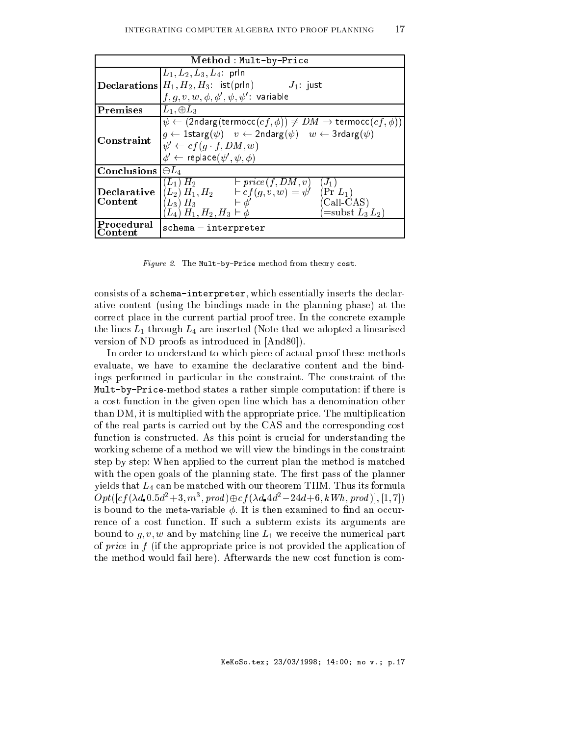| **Method** : `Mult-by-Price` | |
|---|---|
| **Declarations** | $L_1, L_2, L_3, L_4$: prln<br>$H_1, H_2, H_3$: list(prln) $J_1$: just<br>$f, g, v, w, \phi, \phi', \psi, \psi'$: variable |
| **Premises** | $L_1, \oplus L_3$ |
| **Constraint** | $\psi \leftarrow (\mathsf{2ndarg}(\mathsf{termocc}(cf, \phi)) \neq DM \rightarrow \mathsf{termocc}(cf, \phi))$<br>$g \leftarrow \mathsf{1starg}(\psi)$ $v \leftarrow \mathsf{2ndarg}(\psi)$ $w \leftarrow \mathsf{3rdarg}(\psi)$<br>$\psi' \leftarrow cf(g \cdot f, DM, w)$<br>$\phi' \leftarrow \mathsf{replace}(\psi', \psi, \phi)$ |
| **Conclusions** | $\ominus L_4$ |
| **Declarative Content** | $(L_1)\ H_2 \quad \vdash price(f, DM, v) \quad (J_1)$<br>$(L_2)\ H_1, H_2 \quad \vdash cf(g, v, w) = \psi' \quad (\mathrm{Pr}\ L_1)$<br>$(L_3)\ H_3 \quad \vdash \phi' \quad (\text{Call-CAS})$<br>$(L_4)\ H_1, H_2, H_3 \vdash \phi \quad (=\!\text{subst}\ L_3\ L_2)$ |
| **Procedural Content** | `schema − interpreter` |

*Figure 2.* The `Mult-by-Price` method from theory `cost`.

consists of a `schema-interpreter`, which essentially inserts the declarative content (using the bindings made in the planning phase) at the correct place in the current partial proof tree. In the concrete example the lines $L_1$ through $L_4$ are inserted (Note that we adopted a linearised version of ND proofs as introduced in [And80]).

In order to understand to which piece of actual proof these methods evaluate, we have to examine the declarative content and the bindings performed in particular in the constraint. The constraint of the `Mult-by-Price`-method states a rather simple computation: if there is a cost function in the given open line which has a denomination other than DM, it is multiplied with the appropriate price. The multiplication of the real parts is carried out by the CAS and the corresponding cost function is constructed. As this point is crucial for understanding the working scheme of a method we will view the bindings in the constraint step by step: When applied to the current plan the method is matched with the open goals of the planning state. The first pass of the planner yields that $L_4$ can be matched with our theorem THM. Thus its formula $Opt([cf(\lambda d_{\bullet} 0.5d^2+3, m^3, prod) \oplus cf(\lambda d_{\bullet} 4d^2-24d+6, kWh, prod)], [1,7])$ is bound to the meta-variable $\phi$. It is then examined to find an occurrence of a cost function. If such a subterm exists its arguments are bound to $g, v, w$ and by matching line $L_1$ we receive the numerical part of *price* in $f$ (if the appropriate price is not provided the application of the method would fail here). Afterwards the new cost function is com-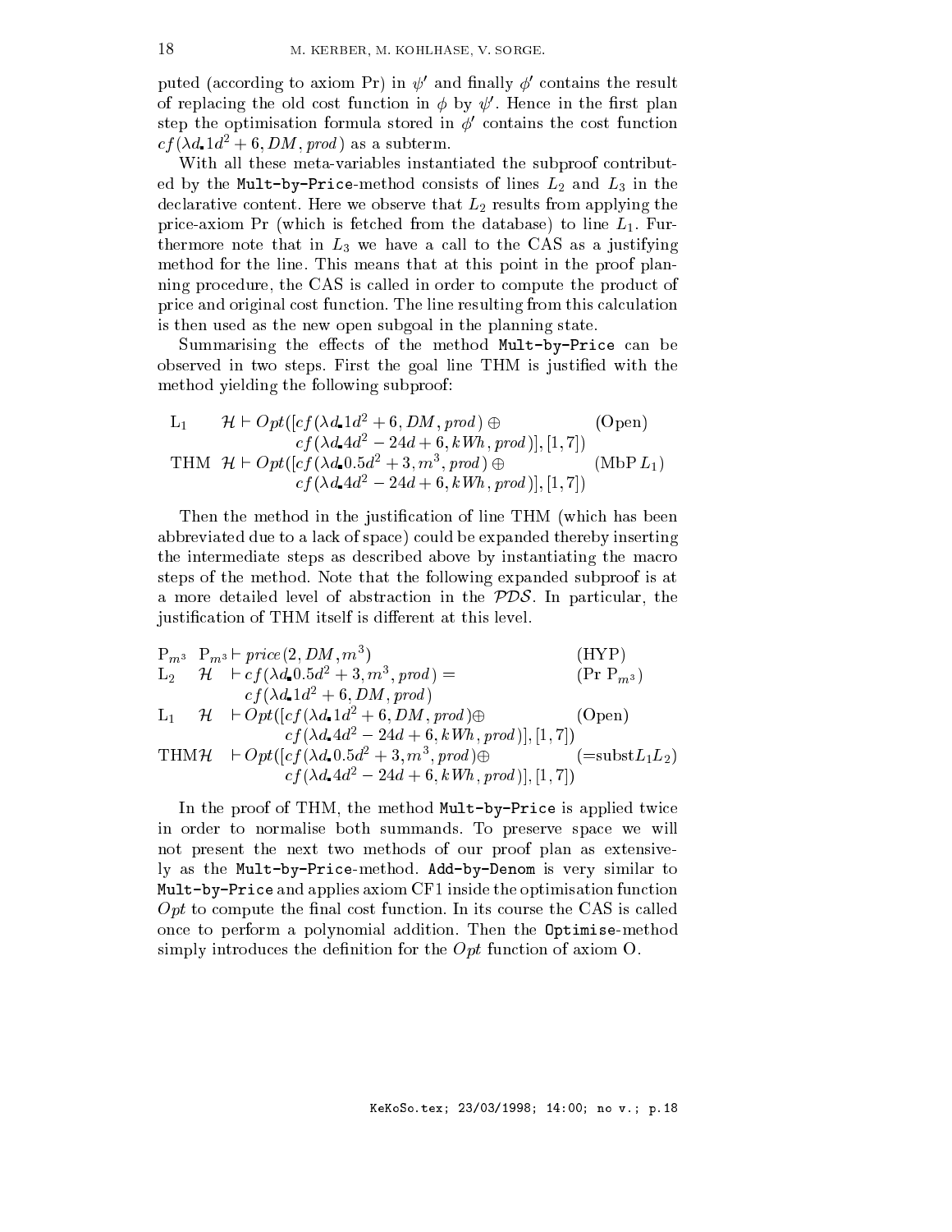puted (according to axiom Pr) in $\psi'$ and finally $\phi'$ contains the result of replacing the old cost function in $\phi$ by $\psi'$. Hence in the first plan step the optimisation formula stored in $\phi'$ contains the cost function $cf(\lambda d.1d^2+6, DM, prod)$ as a subterm.

With all these meta-variables instantiated the subproof contributed by the `Mult-by-Price`-method consists of lines $L_2$ and $L_3$ in the declarative content. Here we observe that $L_2$ results from applying the price-axiom Pr (which is fetched from the database) to line $L_1$. Furthermore note that in $L_3$ we have a call to the CAS as a justifying method for the line. This means that at this point in the proof planning procedure, the CAS is called in order to compute the product of price and original cost function. The line resulting from this calculation is then used as the new open subgoal in the planning state.

Summarising the effects of the method `Mult-by-Price` can be observed in two steps. First the goal line THM is justified with the method yielding the following subproof:

$$
\begin{array}{lll}
\mathrm{L}_1 & \mathcal{H} \vdash Opt([cf(\lambda d.1d^2+6, DM, prod) \oplus & \text{(Open)} \\
 & \qquad cf(\lambda d.4d^2-24d+6, kWh, prod)], [1,7]) & \\
\mathrm{THM} & \mathcal{H} \vdash Opt([cf(\lambda d.0.5d^2+3, m^3, prod) \oplus & (\mathrm{MbP}\, L_1) \\
 & \qquad cf(\lambda d.4d^2-24d+6, kWh, prod)], [1,7]) &
\end{array}
$$

Then the method in the justification of line THM (which has been abbreviated due to a lack of space) could be expanded thereby inserting the intermediate steps as described above by instantiating the macro steps of the method. Note that the following expanded subproof is at a more detailed level of abstraction in the $\mathcal{PDS}$. In particular, the justification of THM itself is different at this level.

$$
\begin{array}{llll}
\mathrm{P}_{m^3} & \mathrm{P}_{m^3} & \vdash price(2, DM, m^3) & \text{(HYP)} \\
\mathrm{L}_2 & \mathcal{H} & \vdash cf(\lambda d.0.5d^2+3, m^3, prod) = & (\mathrm{Pr}\ \mathrm{P}_{m^3}) \\
 & & \quad cf(\lambda d.1d^2+6, DM, prod) & \\
\mathrm{L}_1 & \mathcal{H} & \vdash Opt([cf(\lambda d.1d^2+6, DM, prod) \oplus & \text{(Open)} \\
 & & \quad cf(\lambda d.4d^2-24d+6, kWh, prod)], [1,7]) & \\
\mathrm{THM} & \mathcal{H} & \vdash Opt([cf(\lambda d.0.5d^2+3, m^3, prod) \oplus & (=\!\mathrm{subst} L_1 L_2) \\
 & & \quad cf(\lambda d.4d^2-24d+6, kWh, prod)], [1,7]) &
\end{array}
$$

In the proof of THM, the method `Mult-by-Price` is applied twice in order to normalise both summands. To preserve space we will not present the next two methods of our proof plan as extensively as the `Mult-by-Price`-method. `Add-by-Denom` is very similar to `Mult-by-Price` and applies axiom CF1 inside the optimisation function $Opt$ to compute the final cost function. In its course the CAS is called once to perform a polynomial addition. Then the `Optimise`-method simply introduces the definition for the $Opt$ function of axiom O.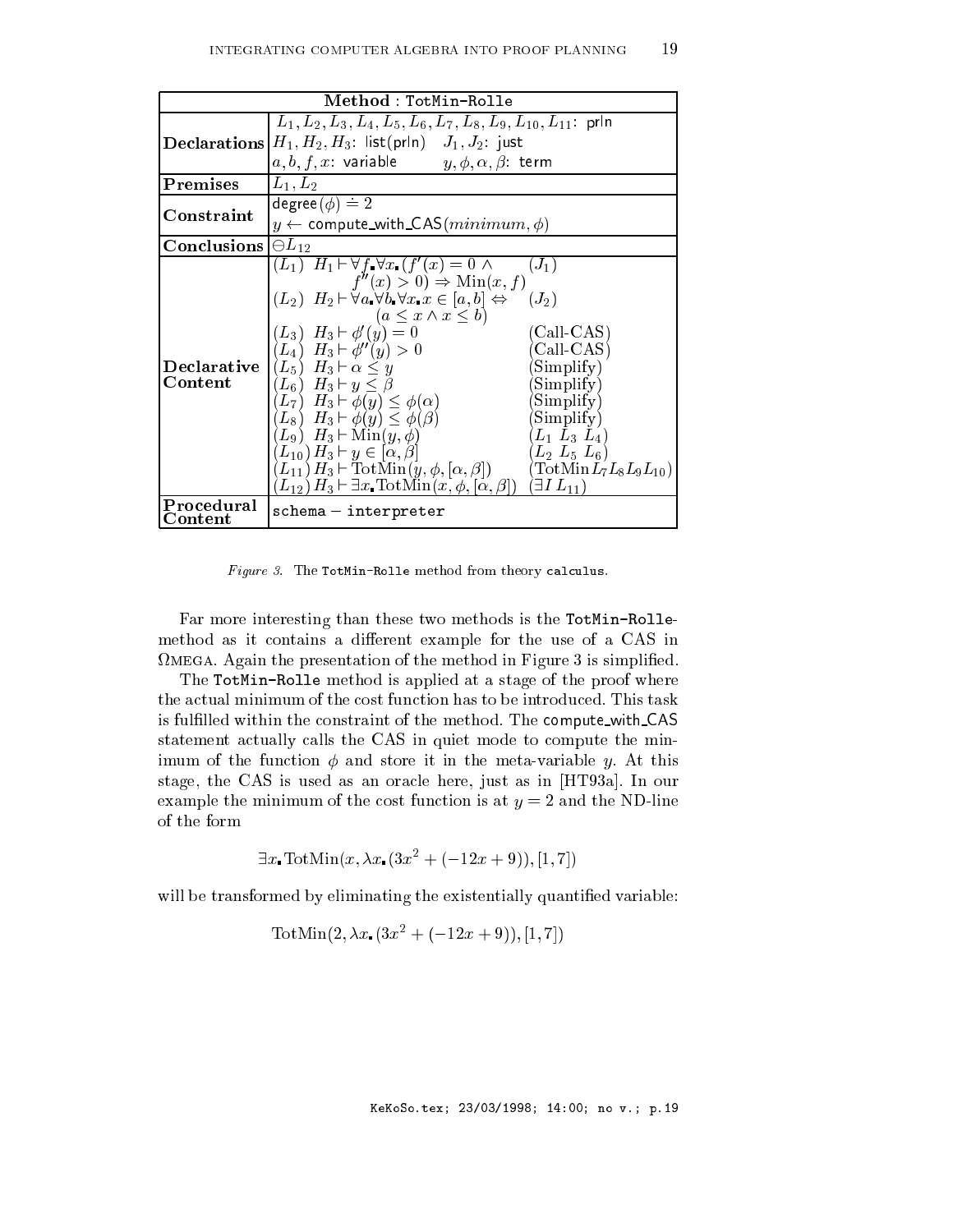| **Method** : TotMin-Rolle | | |
|---|---|---|
| **Declarations** | $L_1, L_2, L_3, L_4, L_5, L_6, L_7, L_8, L_9, L_{10}, L_{11}$: prln <br> $H_1, H_2, H_3$: list(prln) $J_1, J_2$: just <br> $a, b, f, x$: variable $y, \phi, \alpha, \beta$: term | |
| **Premises** | $L_1, L_2$ | |
| **Constraint** | $\mathsf{degree}(\phi) \doteq 2$ <br> $y \leftarrow \mathsf{compute\_with\_CAS}(minimum, \phi)$ | |
| **Conclusions** | $\ominus L_{12}$ | |
| **Declarative Content** | $(L_1)\ H_1 \vdash \forall f. \forall x. (f'(x) = 0 \wedge f''(x) > 0) \Rightarrow \mathrm{Min}(x, f)$ | $(J_1)$ |
| | $(L_2)\ H_2 \vdash \forall a. \forall b. \forall x. x \in [a, b] \Leftrightarrow (a \leq x \wedge x \leq b)$ | $(J_2)$ |
| | $(L_3)\ H_3 \vdash \phi'(y) = 0$ | (Call-CAS) |
| | $(L_4)\ H_3 \vdash \phi''(y) > 0$ | (Call-CAS) |
| | $(L_5)\ H_3 \vdash \alpha \leq y$ | (Simplify) |
| | $(L_6)\ H_3 \vdash y \leq \beta$ | (Simplify) |
| | $(L_7)\ H_3 \vdash \phi(y) \leq \phi(\alpha)$ | (Simplify) |
| | $(L_8)\ H_3 \vdash \phi(y) \leq \phi(\beta)$ | (Simplify) |
| | $(L_9)\ H_3 \vdash \mathrm{Min}(y, \phi)$ | $(L_1\ L_3\ L_4)$ |
| | $(L_{10})\ H_3 \vdash y \in [\alpha, \beta]$ | $(L_2\ L_5\ L_6)$ |
| | $(L_{11})\ H_3 \vdash \mathrm{TotMin}(y, \phi, [\alpha, \beta])$ | $(\mathrm{TotMin}\ L_7 L_8 L_9 L_{10})$ |
| | $(L_{12})\ H_3 \vdash \exists x. \mathrm{TotMin}(x, \phi, [\alpha, \beta])$ | $(\exists I\ L_{11})$ |
| **Procedural Content** | schema − interpreter | |

*Figure 3.* The TotMin-Rolle method from theory calculus.

Far more interesting than these two methods is the **TotMin-Rolle**-method as it contains a different example for the use of a CAS in ΩMEGA. Again the presentation of the method in Figure 3 is simplified.

The **TotMin-Rolle** method is applied at a stage of the proof where the actual minimum of the cost function has to be introduced. This task is fulfilled within the constraint of the method. The compute_with_CAS statement actually calls the CAS in quiet mode to compute the minimum of the function $\phi$ and store it in the meta-variable $y$. At this stage, the CAS is used as an oracle here, just as in [HT93a]. In our example the minimum of the cost function is at $y = 2$ and the ND-line of the form

$$\exists x. \mathrm{TotMin}(x, \lambda x. (3x^2 + (-12x + 9)), [1, 7])$$

will be transformed by eliminating the existentially quantified variable:

$$\mathrm{TotMin}(2, \lambda x. (3x^2 + (-12x + 9)), [1, 7])$$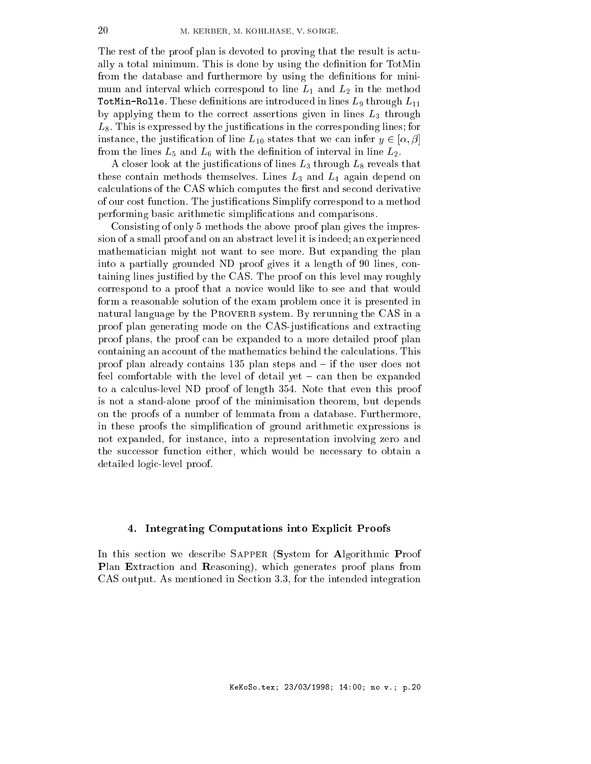The rest of the proof plan is devoted to proving that the result is actually a total minimum. This is done by using the definition for TotMin from the database and furthermore by using the definitions for minimum and interval which correspond to line $L_1$ and $L_2$ in the method `TotMin-Rolle`. These definitions are introduced in lines $L_9$ through $L_{11}$ by applying them to the correct assertions given in lines $L_3$ through $L_8$. This is expressed by the justifications in the corresponding lines; for instance, the justification of line $L_{10}$ states that we can infer $y \in [\alpha, \beta]$ from the lines $L_5$ and $L_6$ with the definition of interval in line $L_2$.

A closer look at the justifications of lines $L_3$ through $L_8$ reveals that these contain methods themselves. Lines $L_3$ and $L_4$ again depend on calculations of the CAS which computes the first and second derivative of our cost function. The justifications Simplify correspond to a method performing basic arithmetic simplifications and comparisons.

Consisting of only 5 methods the above proof plan gives the impression of a small proof and on an abstract level it is indeed; an experienced mathematician might not want to see more. But expanding the plan into a partially grounded ND proof gives it a length of 90 lines, containing lines justified by the CAS. The proof on this level may roughly correspond to a proof that a novice would like to see and that would form a reasonable solution of the exam problem once it is presented in natural language by the PROVERB system. By rerunning the CAS in a proof plan generating mode on the CAS-justifications and extracting proof plans, the proof can be expanded to a more detailed proof plan containing an account of the mathematics behind the calculations. This proof plan already contains 135 plan steps and – if the user does not feel comfortable with the level of detail yet – can then be expanded to a calculus-level ND proof of length 354. Note that even this proof is not a stand-alone proof of the minimisation theorem, but depends on the proofs of a number of lemmata from a database. Furthermore, in these proofs the simplification of ground arithmetic expressions is not expanded, for instance, into a representation involving zero and the successor function either, which would be necessary to obtain a detailed logic-level proof.

## 4. Integrating Computations into Explicit Proofs

In this section we describe SAPPER (**S**ystem for **A**lgorithmic **P**roof **P**lan **E**xtraction and **R**easoning), which generates proof plans from CAS output. As mentioned in Section 3.3, for the intended integration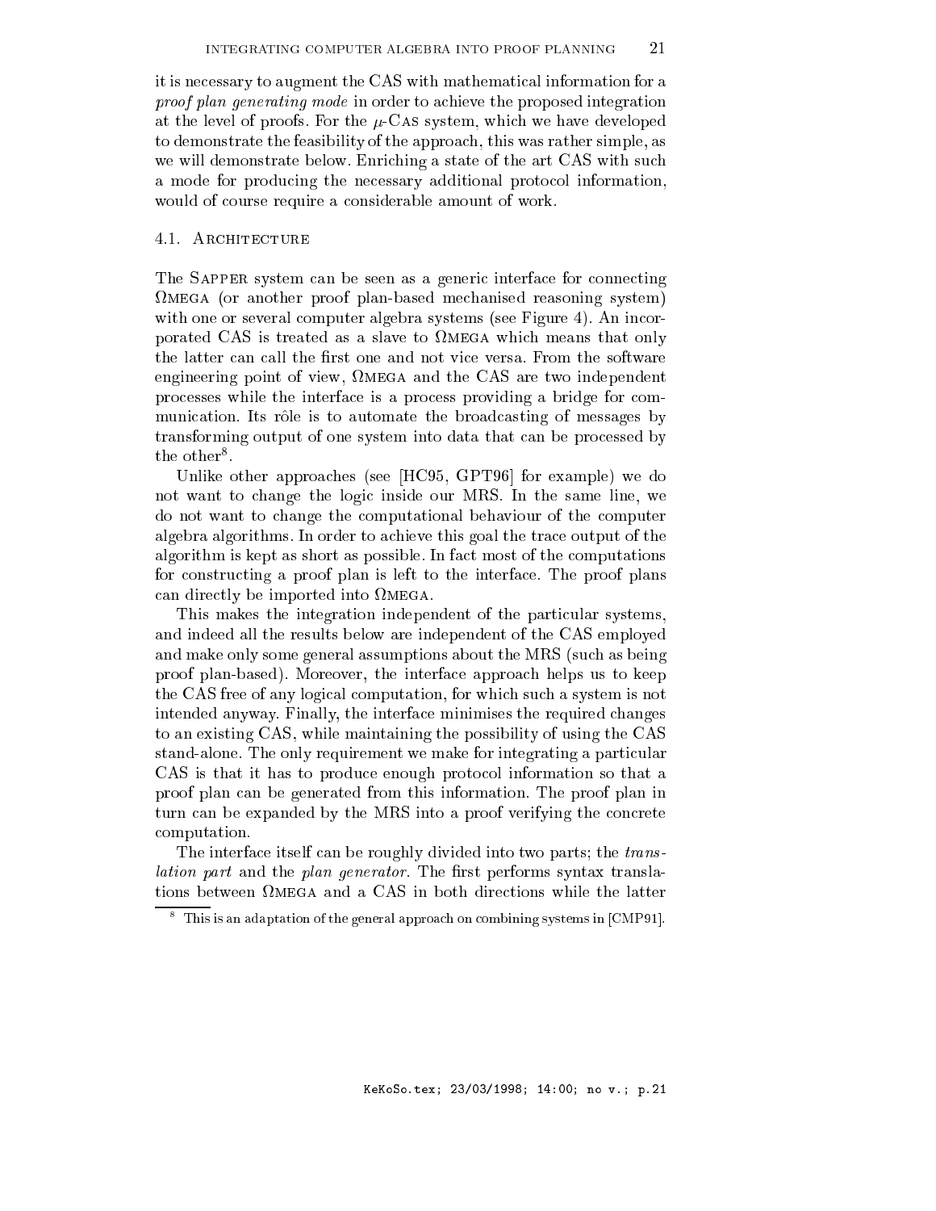it is necessary to augment the CAS with mathematical information for a *proof plan generating mode* in order to achieve the proposed integration at the level of proofs. For the $\mu$-CAS system, which we have developed to demonstrate the feasibility of the approach, this was rather simple, as we will demonstrate below. Enriching a state of the art CAS with such a mode for producing the necessary additional protocol information, would of course require a considerable amount of work.

### 4.1. Architecture

The SAPPER system can be seen as a generic interface for connecting ΩMEGA (or another proof plan-based mechanised reasoning system) with one or several computer algebra systems (see Figure 4). An incorporated CAS is treated as a slave to ΩMEGA which means that only the latter can call the first one and not vice versa. From the software engineering point of view, ΩMEGA and the CAS are two independent processes while the interface is a process providing a bridge for communication. Its rôle is to automate the broadcasting of messages by transforming output of one system into data that can be processed by the other[8].

Unlike other approaches (see [HC95, GPT96] for example) we do not want to change the logic inside our MRS. In the same line, we do not want to change the computational behaviour of the computer algebra algorithms. In order to achieve this goal the trace output of the algorithm is kept as short as possible. In fact most of the computations for constructing a proof plan is left to the interface. The proof plans can directly be imported into ΩMEGA.

This makes the integration independent of the particular systems, and indeed all the results below are independent of the CAS employed and make only some general assumptions about the MRS (such as being proof plan-based). Moreover, the interface approach helps us to keep the CAS free of any logical computation, for which such a system is not intended anyway. Finally, the interface minimises the required changes to an existing CAS, while maintaining the possibility of using the CAS stand-alone. The only requirement we make for integrating a particular CAS is that it has to produce enough protocol information so that a proof plan can be generated from this information. The proof plan in turn can be expanded by the MRS into a proof verifying the concrete computation.

The interface itself can be roughly divided into two parts; the *translation part* and the *plan generator*. The first performs syntax translations between ΩMEGA and a CAS in both directions while the latter

[8] This is an adaptation of the general approach on combining systems in [CMP91].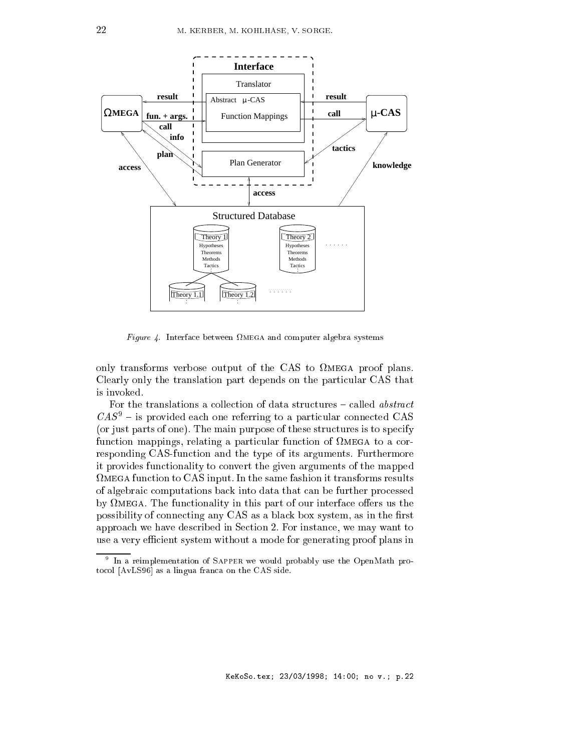*Figure 4.* Interface between ΩMEGA and computer algebra systems

only transforms verbose output of the CAS to ΩMEGA proof plans. Clearly only the translation part depends on the particular CAS that is invoked.

For the translations a collection of data structures – called *abstract CAS*[9] – is provided each one referring to a particular connected CAS (or just parts of one). The main purpose of these structures is to specify function mappings, relating a particular function of ΩMEGA to a corresponding CAS-function and the type of its arguments. Furthermore it provides functionality to convert the given arguments of the mapped ΩMEGA function to CAS input. In the same fashion it transforms results of algebraic computations back into data that can be further processed by ΩMEGA. The functionality in this part of our interface offers us the possibility of connecting any CAS as a black box system, as in the first approach we have described in Section 2. For instance, we may want to use a very efficient system without a mode for generating proof plans in

[9] In a reimplementation of SAPPER we would probably use the OpenMath protocol [AvLS96] as a lingua franca on the CAS side.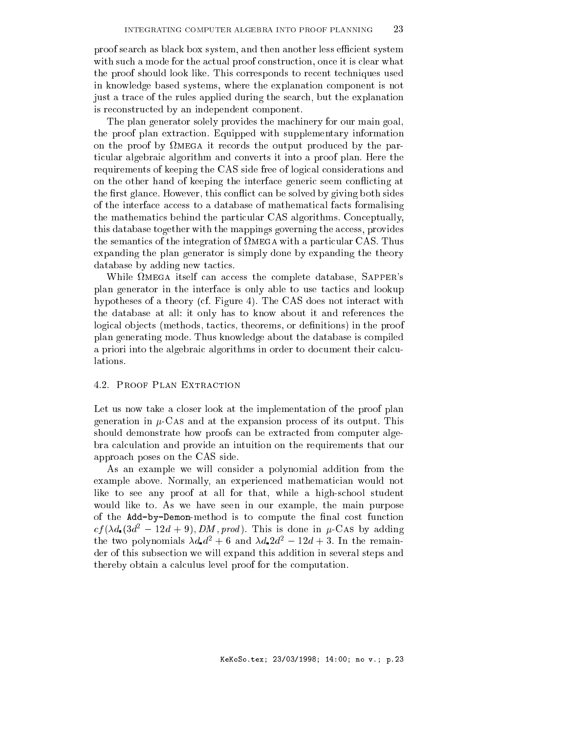proof search as black box system, and then another less efficient system with such a mode for the actual proof construction, once it is clear what the proof should look like. This corresponds to recent techniques used in knowledge based systems, where the explanation component is not just a trace of the rules applied during the search, but the explanation is reconstructed by an independent component.

The plan generator solely provides the machinery for our main goal, the proof plan extraction. Equipped with supplementary information on the proof by ΩMEGA it records the output produced by the particular algebraic algorithm and converts it into a proof plan. Here the requirements of keeping the CAS side free of logical considerations and on the other hand of keeping the interface generic seem conflicting at the first glance. However, this conflict can be solved by giving both sides of the interface access to a database of mathematical facts formalising the mathematics behind the particular CAS algorithms. Conceptually, this database together with the mappings governing the access, provides the semantics of the integration of ΩMEGA with a particular CAS. Thus expanding the plan generator is simply done by expanding the theory database by adding new tactics.

While ΩMEGA itself can access the complete database, SAPPER's plan generator in the interface is only able to use tactics and lookup hypotheses of a theory (cf. Figure 4). The CAS does not interact with the database at all: it only has to know about it and references the logical objects (methods, tactics, theorems, or definitions) in the proof plan generating mode. Thus knowledge about the database is compiled a priori into the algebraic algorithms in order to document their calculations.

### 4.2. Proof Plan Extraction

Let us now take a closer look at the implementation of the proof plan generation in $\mu$-CAS and at the expansion process of its output. This should demonstrate how proofs can be extracted from computer algebra calculation and provide an intuition on the requirements that our approach poses on the CAS side.

As an example we will consider a polynomial addition from the example above. Normally, an experienced mathematician would not like to see any proof at all for that, while a high-school student would like to. As we have seen in our example, the main purpose of the `Add-by-Demon`-method is to compute the final cost function $cf(\lambda d_{\blacksquare}(3d^2 - 12d + 9), DM, prod)$. This is done in $\mu$-CAS by adding the two polynomials $\lambda d_{\blacksquare} d^2 + 6$ and $\lambda d_{\blacksquare} 2d^2 - 12d + 3$. In the remainder of this subsection we will expand this addition in several steps and thereby obtain a calculus level proof for the computation.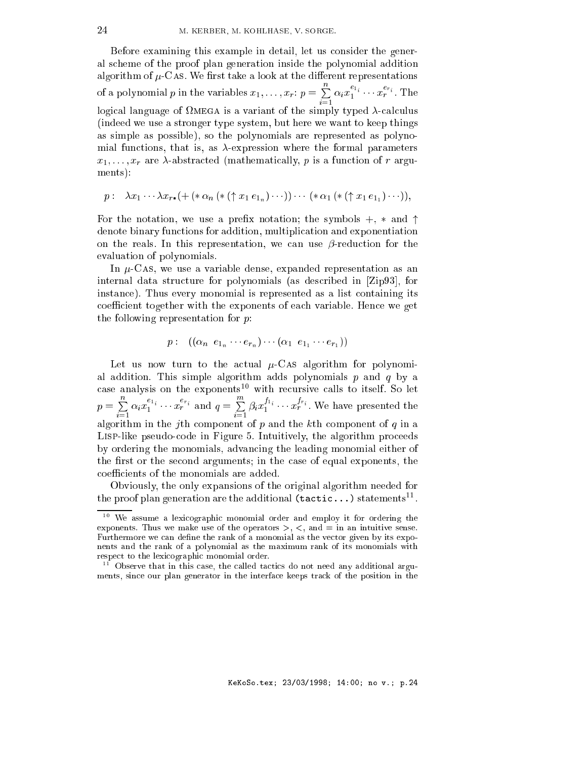Before examining this example in detail, let us consider the general scheme of the proof plan generation inside the polynomial addition algorithm of $\mu$-CAS. We first take a look at the different representations of a polynomial $p$ in the variables $x_1, \ldots, x_r$: $p = \sum_{i=1}^{n} \alpha_i x_1^{e_{1_i}} \cdots x_r^{e_{r_i}}$. The logical language of ΩMEGA is a variant of the simply typed $\lambda$-calculus (indeed we use a stronger type system, but here we want to keep things as simple as possible), so the polynomials are represented as polynomial functions, that is, as $\lambda$-expression where the formal parameters $x_1, \ldots, x_r$ are $\lambda$-abstracted (mathematically, $p$ is a function of $r$ arguments):

$$p: \quad \lambda x_1 \cdots \lambda x_r \mathbf{.} (+ \, (* \, \alpha_n \, (* \, (\uparrow x_1 \, e_{1_n}) \cdots)) \cdots (* \, \alpha_1 \, (* \, (\uparrow x_1 \, e_{1_1}) \cdots)),$$

For the notation, we use a prefix notation; the symbols $+$, $*$ and $\uparrow$ denote binary functions for addition, multiplication and exponentiation on the reals. In this representation, we can use $\beta$-reduction for the evaluation of polynomials.

In $\mu$-CAS, we use a variable dense, expanded representation as an internal data structure for polynomials (as described in [Zip93], for instance). Thus every monomial is represented as a list containing its coefficient together with the exponents of each variable. Hence we get the following representation for $p$:

$$p: \quad ((\alpha_n \;\; e_{1_n} \cdots e_{r_n}) \cdots (\alpha_1 \;\; e_{1_1} \cdots e_{r_1}))$$

Let us now turn to the actual $\mu$-CAS algorithm for polynomial addition. This simple algorithm adds polynomials $p$ and $q$ by a case analysis on the exponents[10] with recursive calls to itself. So let $p = \sum_{i=1}^{n} \alpha_i x_1^{e_{1_i}} \cdots x_r^{e_{r_i}}$ and $q = \sum_{i=1}^{m} \beta_i x_1^{f_{1_i}} \cdots x_r^{f_{r_i}}$. We have presented the algorithm in the $j$th component of $p$ and the $k$th component of $q$ in a LISP-like pseudo-code in Figure 5. Intuitively, the algorithm proceeds by ordering the monomials, advancing the leading monomial either of the first or the second arguments; in the case of equal exponents, the coefficients of the monomials are added.

Obviously, the only expansions of the original algorithm needed for the proof plan generation are the additional `(tactic...)` statements[11].

---

[10] We assume a lexicographic monomial order and employ it for ordering the exponents. Thus we make use of the operators $>$, $<$, and $=$ in an intuitive sense. Furthermore we can define the rank of a monomial as the vector given by its exponents and the rank of a polynomial as the maximum rank of its monomials with respect to the lexicographic monomial order.

[11] Observe that in this case, the called tactics do not need any additional arguments, since our plan generator in the interface keeps track of the position in the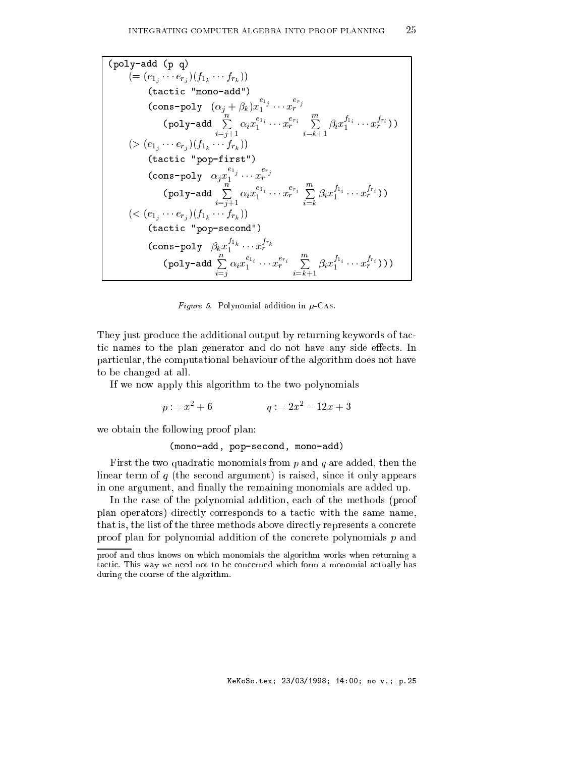```
(poly-add (p q)
    (= (e_{1_j} ··· e_{r_j})(f_{1_k} ··· f_{r_k}))
        (tactic "mono-add")
        (cons-poly (α_j + β_k) x_1^{e_{1_j}} ··· x_r^{e_{r_j}}
            (poly-add Σ_{i=j+1}^{n} α_i x_1^{e_{1_i}} ··· x_r^{e_{r_i}}  Σ_{i=k+1}^{m} β_i x_1^{f_{1_i}} ··· x_r^{f_{r_i}}))
    (> (e_{1_j} ··· e_{r_j})(f_{1_k} ··· f_{r_k}))
        (tactic "pop-first")
        (cons-poly α_j x_1^{e_{1_j}} ··· x_r^{e_{r_j}}
            (poly-add Σ_{i=j+1}^{n} α_i x_1^{e_{1_i}} ··· x_r^{e_{r_i}}  Σ_{i=k}^{m} β_i x_1^{f_{1_i}} ··· x_r^{f_{r_i}}))
    (< (e_{1_j} ··· e_{r_j})(f_{1_k} ··· f_{r_k}))
        (tactic "pop-second")
        (cons-poly β_k x_1^{f_{1_k}} ··· x_r^{f_{r_k}}
            (poly-add Σ_{i=j}^{n} α_i x_1^{e_{1_i}} ··· x_r^{e_{r_i}}  Σ_{i=k+1}^{m} β_i x_1^{f_{1_i}} ··· x_r^{f_{r_i}})))
```

*Figure 5.* Polynomial addition in $\mu$-CAS.

They just produce the additional output by returning keywords of tactic names to the plan generator and do not have any side effects. In particular, the computational behaviour of the algorithm does not have to be changed at all.

If we now apply this algorithm to the two polynomials

$$p := x^2 + 6 \qquad\qquad q := 2x^2 - 12x + 3$$

we obtain the following proof plan:

```
(mono-add, pop-second, mono-add)
```

First the two quadratic monomials from $p$ and $q$ are added, then the linear term of $q$ (the second argument) is raised, since it only appears in one argument, and finally the remaining monomials are added up.

In the case of the polynomial addition, each of the methods (proof plan operators) directly corresponds to a tactic with the same name, that is, the list of the three methods above directly represents a concrete proof plan for polynomial addition of the concrete polynomials $p$ and

proof and thus knows on which monomials the algorithm works when returning a tactic. This way we need not to be concerned which form a monomial actually has during the course of the algorithm.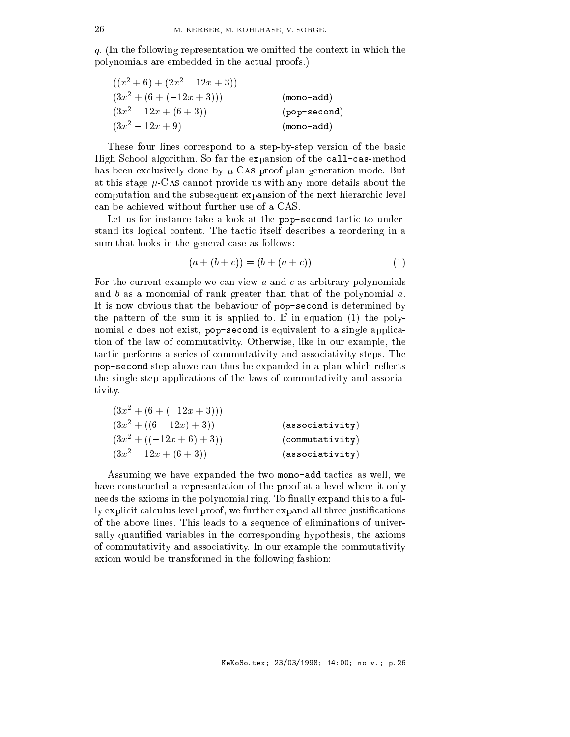$q$. (In the following representation we omitted the context in which the polynomials are embedded in the actual proofs.)

| | |
|---|---|
| $((x^2+6)+(2x^2-12x+3))$ | |
| $(3x^2+(6+(-12x+3)))$ | (mono-add) |
| $(3x^2-12x+(6+3))$ | (pop-second) |
| $(3x^2-12x+9)$ | (mono-add) |

These four lines correspond to a step-by-step version of the basic High School algorithm. So far the expansion of the call-cas-method has been exclusively done by $\mu$-CAS proof plan generation mode. But at this stage $\mu$-CAS cannot provide us with any more details about the computation and the subsequent expansion of the next hierarchic level can be achieved without further use of a CAS.

Let us for instance take a look at the pop-second tactic to understand its logical content. The tactic itself describes a reordering in a sum that looks in the general case as follows:

$$(a+(b+c)) = (b+(a+c)) \tag{1}$$

For the current example we can view $a$ and $c$ as arbitrary polynomials and $b$ as a monomial of rank greater than that of the polynomial $a$. It is now obvious that the behaviour of pop-second is determined by the pattern of the sum it is applied to. If in equation (1) the polynomial $c$ does not exist, pop-second is equivalent to a single application of the law of commutativity. Otherwise, like in our example, the tactic performs a series of commutativity and associativity steps. The pop-second step above can thus be expanded in a plan which reflects the single step applications of the laws of commutativity and associativity.

| | |
|---|---|
| $(3x^2+(6+(-12x+3)))$ | |
| $(3x^2+((6-12x)+3))$ | (associativity) |
| $(3x^2+((-12x+6)+3))$ | (commutativity) |
| $(3x^2-12x+(6+3))$ | (associativity) |

Assuming we have expanded the two mono-add tactics as well, we have constructed a representation of the proof at a level where it only needs the axioms in the polynomial ring. To finally expand this to a fully explicit calculus level proof, we further expand all three justifications of the above lines. This leads to a sequence of eliminations of universally quantified variables in the corresponding hypothesis, the axioms of commutativity and associativity. In our example the commutativity axiom would be transformed in the following fashion: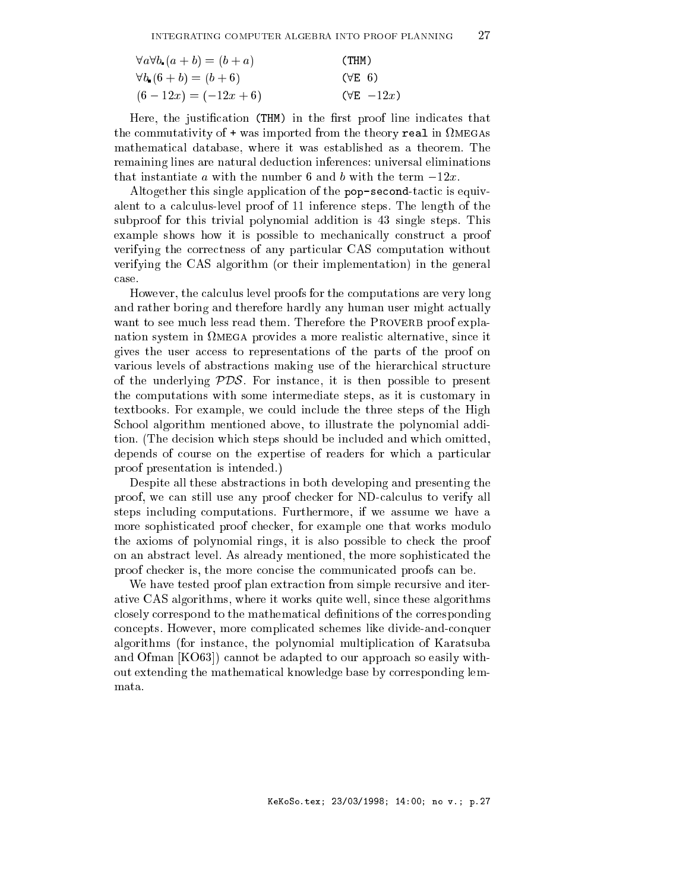| | |
|---|---|
| $\forall a \forall b.(a+b) = (b+a)$ | (THM) |
| $\forall b.(6+b) = (b+6)$ | ($\forall$E 6) |
| $(6-12x) = (-12x+6)$ | ($\forall$E $-12x$) |

Here, the justification (THM) in the first proof line indicates that the commutativity of + was imported from the theory `real` in ΩMEGAs mathematical database, where it was established as a theorem. The remaining lines are natural deduction inferences: universal eliminations that instantiate $a$ with the number 6 and $b$ with the term $-12x$.

Altogether this single application of the `pop-second`-tactic is equivalent to a calculus-level proof of 11 inference steps. The length of the subproof for this trivial polynomial addition is 43 single steps. This example shows how it is possible to mechanically construct a proof verifying the correctness of any particular CAS computation without verifying the CAS algorithm (or their implementation) in the general case.

However, the calculus level proofs for the computations are very long and rather boring and therefore hardly any human user might actually want to see much less read them. Therefore the PROVERB proof explanation system in ΩMEGA provides a more realistic alternative, since it gives the user access to representations of the parts of the proof on various levels of abstractions making use of the hierarchical structure of the underlying $\mathcal{PDS}$. For instance, it is then possible to present the computations with some intermediate steps, as it is customary in textbooks. For example, we could include the three steps of the High School algorithm mentioned above, to illustrate the polynomial addition. (The decision which steps should be included and which omitted, depends of course on the expertise of readers for which a particular proof presentation is intended.)

Despite all these abstractions in both developing and presenting the proof, we can still use any proof checker for ND-calculus to verify all steps including computations. Furthermore, if we assume we have a more sophisticated proof checker, for example one that works modulo the axioms of polynomial rings, it is also possible to check the proof on an abstract level. As already mentioned, the more sophisticated the proof checker is, the more concise the communicated proofs can be.

We have tested proof plan extraction from simple recursive and iterative CAS algorithms, where it works quite well, since these algorithms closely correspond to the mathematical definitions of the corresponding concepts. However, more complicated schemes like divide-and-conquer algorithms (for instance, the polynomial multiplication of Karatsuba and Ofman [KO63]) cannot be adapted to our approach so easily without extending the mathematical knowledge base by corresponding lemmata.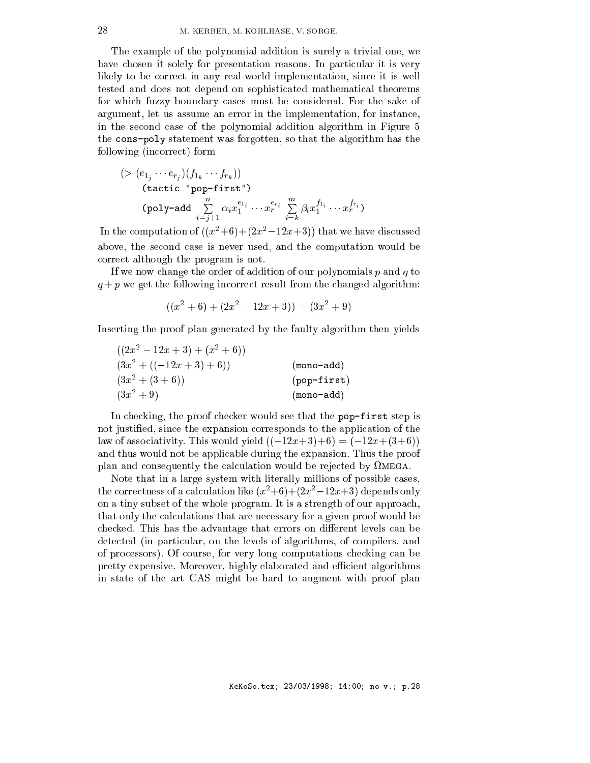The example of the polynomial addition is surely a trivial one, we have chosen it solely for presentation reasons. In particular it is very likely to be correct in any real-world implementation, since it is well tested and does not depend on sophisticated mathematical theorems for which fuzzy boundary cases must be considered. For the sake of argument, let us assume an error in the implementation, for instance, in the second case of the polynomial addition algorithm in Figure 5 the `cons-poly` statement was forgotten, so that the algorithm has the following (incorrect) form

$$(> (e_{1_j} \cdots e_{r_j})(f_{1_k} \cdots f_{r_k}))$$
$$\texttt{(tactic "pop-first")}$$
$$\texttt{(poly-add } \sum_{i=j+1}^{n} \alpha_i x_1^{e_{1_i}} \cdots x_r^{e_{r_i}} \sum_{i=k}^{m} \beta_i x_1^{f_{1_i}} \cdots x_r^{f_{r_i}} \texttt{)}$$

In the computation of $((x^2+6)+(2x^2-12x+3))$ that we have discussed above, the second case is never used, and the computation would be correct although the program is not.

If we now change the order of addition of our polynomials $p$ and $q$ to $q+p$ we get the following incorrect result from the changed algorithm:

$$((x^2+6)+(2x^2-12x+3)) = (3x^2+9)$$

Inserting the proof plan generated by the faulty algorithm then yields

| | |
|---|---|
| $((2x^2-12x+3)+(x^2+6))$ | |
| $(3x^2+((-12x+3)+6))$ | `(mono-add)` |
| $(3x^2+(3+6))$ | `(pop-first)` |
| $(3x^2+9)$ | `(mono-add)` |

In checking, the proof checker would see that the `pop-first` step is not justified, since the expansion corresponds to the application of the law of associativity. This would yield $((-12x+3)+6) = (-12x+(3+6))$ and thus would not be applicable during the expansion. Thus the proof plan and consequently the calculation would be rejected by $\Omega$MEGA.

Note that in a large system with literally millions of possible cases, the correctness of a calculation like $(x^2+6)+(2x^2-12x+3)$ depends only on a tiny subset of the whole program. It is a strength of our approach, that only the calculations that are necessary for a given proof would be checked. This has the advantage that errors on different levels can be detected (in particular, on the levels of algorithms, of compilers, and of processors). Of course, for very long computations checking can be pretty expensive. Moreover, highly elaborated and efficient algorithms in state of the art CAS might be hard to augment with proof plan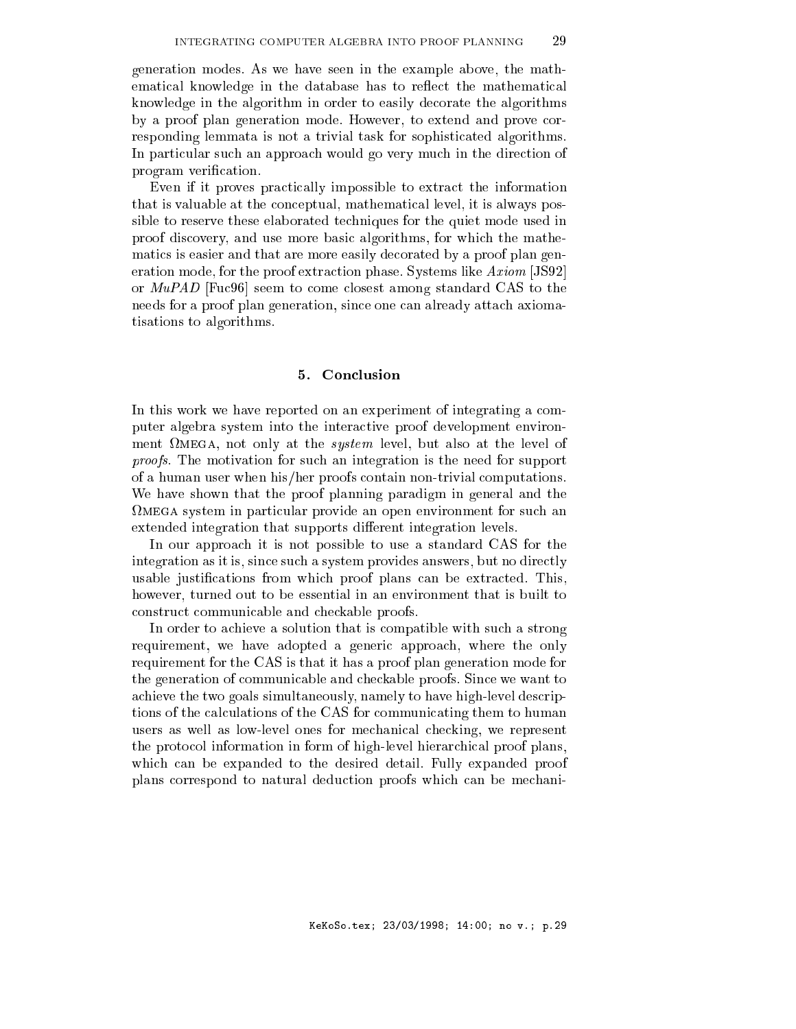generation modes. As we have seen in the example above, the mathematical knowledge in the database has to reflect the mathematical knowledge in the algorithm in order to easily decorate the algorithms by a proof plan generation mode. However, to extend and prove corresponding lemmata is not a trivial task for sophisticated algorithms. In particular such an approach would go very much in the direction of program verification.

Even if it proves practically impossible to extract the information that is valuable at the conceptual, mathematical level, it is always possible to reserve these elaborated techniques for the quiet mode used in proof discovery, and use more basic algorithms, for which the mathematics is easier and that are more easily decorated by a proof plan generation mode, for the proof extraction phase. Systems like *Axiom* [JS92] or *MuPAD* [Fuc96] seem to come closest among standard CAS to the needs for a proof plan generation, since one can already attach axiomatisations to algorithms.

## 5. Conclusion

In this work we have reported on an experiment of integrating a computer algebra system into the interactive proof development environment ΩMEGA, not only at the *system* level, but also at the level of *proofs*. The motivation for such an integration is the need for support of a human user when his/her proofs contain non-trivial computations. We have shown that the proof planning paradigm in general and the ΩMEGA system in particular provide an open environment for such an extended integration that supports different integration levels.

In our approach it is not possible to use a standard CAS for the integration as it is, since such a system provides answers, but no directly usable justifications from which proof plans can be extracted. This, however, turned out to be essential in an environment that is built to construct communicable and checkable proofs.

In order to achieve a solution that is compatible with such a strong requirement, we have adopted a generic approach, where the only requirement for the CAS is that it has a proof plan generation mode for the generation of communicable and checkable proofs. Since we want to achieve the two goals simultaneously, namely to have high-level descriptions of the calculations of the CAS for communicating them to human users as well as low-level ones for mechanical checking, we represent the protocol information in form of high-level hierarchical proof plans, which can be expanded to the desired detail. Fully expanded proof plans correspond to natural deduction proofs which can be mechani-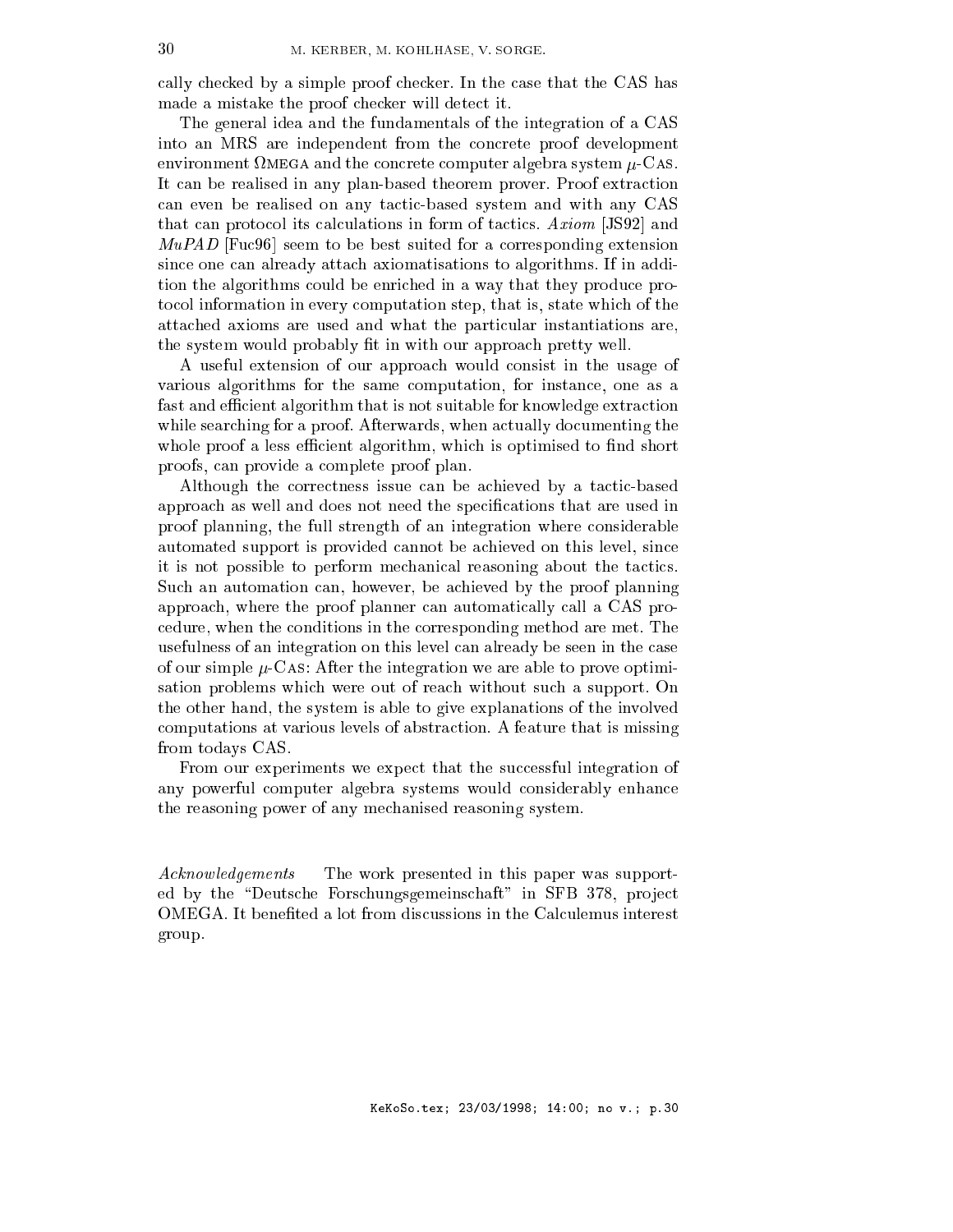cally checked by a simple proof checker. In the case that the CAS has made a mistake the proof checker will detect it.

The general idea and the fundamentals of the integration of a CAS into an MRS are independent from the concrete proof development environment $\Omega$MEGA and the concrete computer algebra system $\mu$-CAS. It can be realised in any plan-based theorem prover. Proof extraction can even be realised on any tactic-based system and with any CAS that can protocol its calculations in form of tactics. *Axiom* [JS92] and *MuPAD* [Fuc96] seem to be best suited for a corresponding extension since one can already attach axiomatisations to algorithms. If in addition the algorithms could be enriched in a way that they produce protocol information in every computation step, that is, state which of the attached axioms are used and what the particular instantiations are, the system would probably fit in with our approach pretty well.

A useful extension of our approach would consist in the usage of various algorithms for the same computation, for instance, one as a fast and efficient algorithm that is not suitable for knowledge extraction while searching for a proof. Afterwards, when actually documenting the whole proof a less efficient algorithm, which is optimised to find short proofs, can provide a complete proof plan.

Although the correctness issue can be achieved by a tactic-based approach as well and does not need the specifications that are used in proof planning, the full strength of an integration where considerable automated support is provided cannot be achieved on this level, since it is not possible to perform mechanical reasoning about the tactics. Such an automation can, however, be achieved by the proof planning approach, where the proof planner can automatically call a CAS procedure, when the conditions in the corresponding method are met. The usefulness of an integration on this level can already be seen in the case of our simple $\mu$-CAS: After the integration we are able to prove optimisation problems which were out of reach without such a support. On the other hand, the system is able to give explanations of the involved computations at various levels of abstraction. A feature that is missing from todays CAS.

From our experiments we expect that the successful integration of any powerful computer algebra systems would considerably enhance the reasoning power of any mechanised reasoning system.

*Acknowledgements* The work presented in this paper was supported by the "Deutsche Forschungsgemeinschaft" in SFB 378, project OMEGA. It benefited a lot from discussions in the Calculemus interest group.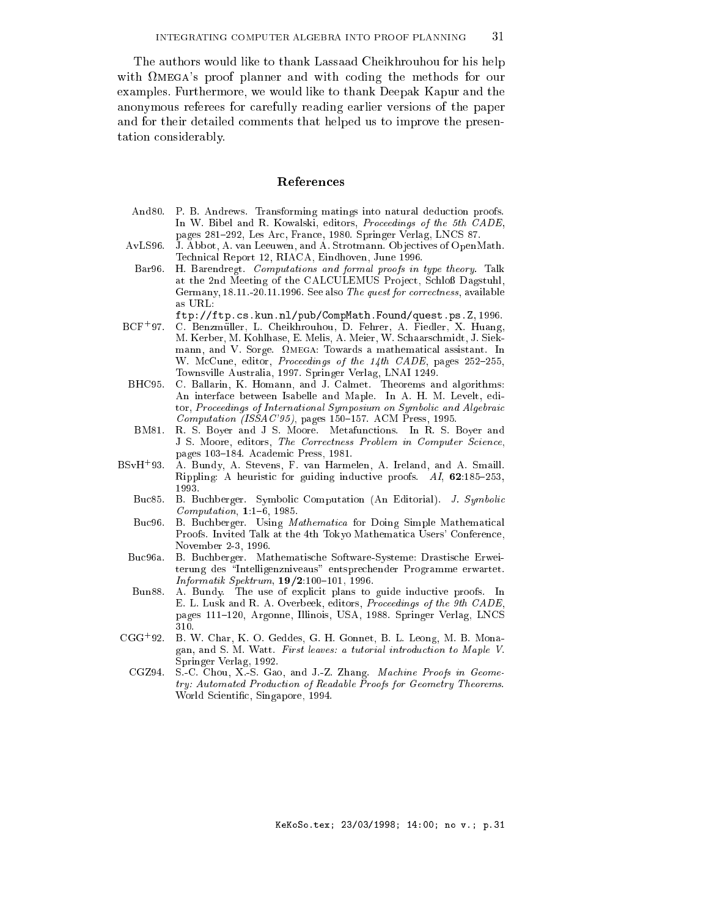The authors would like to thank Lassaad Cheikhrouhou for his help with ΩMEGA's proof planner and with coding the methods for our examples. Furthermore, we would like to thank Deepak Kapur and the anonymous referees for carefully reading earlier versions of the paper and for their detailed comments that helped us to improve the presentation considerably.

## References

And80. P. B. Andrews. Transforming matings into natural deduction proofs. In W. Bibel and R. Kowalski, editors, *Proceedings of the 5th CADE*, pages 281–292, Les Arc, France, 1980. Springer Verlag, LNCS 87.

AvLS96. J. Abbot, A. van Leeuwen, and A. Strotmann. Objectives of OpenMath. Technical Report 12, RIACA, Eindhoven, June 1996.

Bar96. H. Barendregt. *Computations and formal proofs in type theory*. Talk at the 2nd Meeting of the CALCULEMUS Project, Schloß Dagstuhl, Germany, 18.11.-20.11.1996. See also *The quest for correctness*, available as URL:
`ftp://ftp.cs.kun.nl/pub/CompMath.Found/quest.ps.Z`, 1996.

BCF+97. C. Benzmüller, L. Cheikhrouhou, D. Fehrer, A. Fiedler, X. Huang, M. Kerber, M. Kohlhase, E. Melis, A. Meier, W. Schaarschmidt, J. Siekmann, and V. Sorge. ΩMEGA: Towards a mathematical assistant. In W. McCune, editor, *Proceedings of the 14th CADE*, pages 252–255, Townsville Australia, 1997. Springer Verlag, LNAI 1249.

BHC95. C. Ballarin, K. Homann, and J. Calmet. Theorems and algorithms: An interface between Isabelle and Maple. In A. H. M. Levelt, editor, *Proceedings of International Symposium on Symbolic and Algebraic Computation (ISSAC'95)*, pages 150–157. ACM Press, 1995.

BM81. R. S. Boyer and J S. Moore. Metafunctions. In R. S. Boyer and J S. Moore, editors, *The Correctness Problem in Computer Science*, pages 103–184. Academic Press, 1981.

BSvH+93. A. Bundy, A. Stevens, F. van Harmelen, A. Ireland, and A. Smaill. Rippling: A heuristic for guiding inductive proofs. *AI*, **62**:185–253, 1993.

Buc85. B. Buchberger. Symbolic Computation (An Editorial). *J. Symbolic Computation*, **1**:1–6, 1985.

Buc96. B. Buchberger. Using *Mathematica* for Doing Simple Mathematical Proofs. Invited Talk at the 4th Tokyo Mathematica Users' Conference, November 2-3, 1996.

Buc96a. B. Buchberger. Mathematische Software-Systeme: Drastische Erweiterung des "Intelligenzniveaus" entsprechender Programme erwartet. *Informatik Spektrum*, **19/2**:100–101, 1996.

Bun88. A. Bundy. The use of explicit plans to guide inductive proofs. In E. L. Lusk and R. A. Overbeek, editors, *Proceedings of the 9th CADE*, pages 111–120, Argonne, Illinois, USA, 1988. Springer Verlag, LNCS 310.

CGG+92. B. W. Char, K. O. Geddes, G. H. Gonnet, B. L. Leong, M. B. Monagan, and S. M. Watt. *First leaves: a tutorial introduction to Maple V*. Springer Verlag, 1992.

CGZ94. S.-C. Chou, X.-S. Gao, and J.-Z. Zhang. *Machine Proofs in Geometry: Automated Production of Readable Proofs for Geometry Theorems*. World Scientific, Singapore, 1994.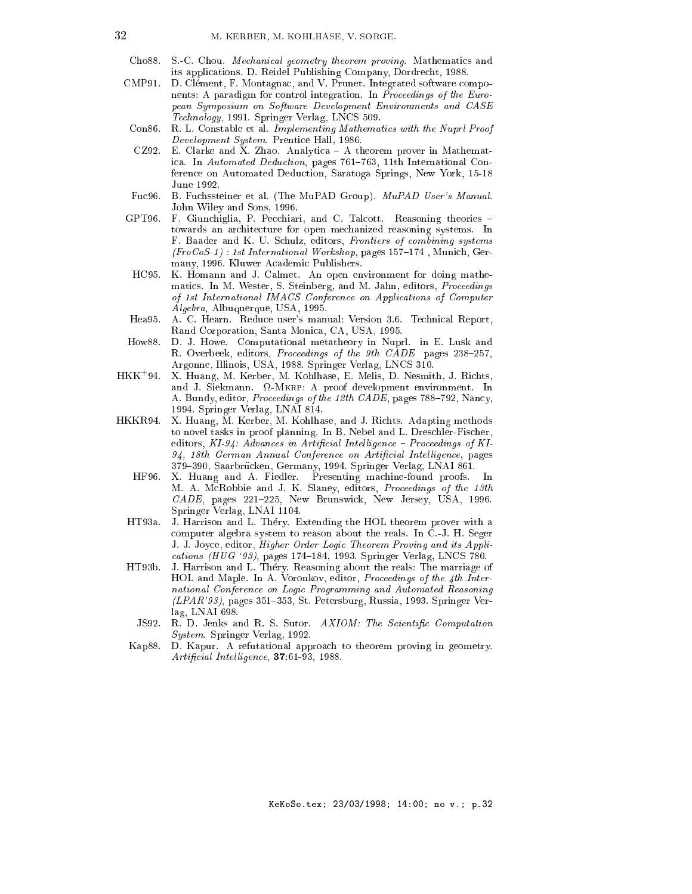- Cho88. S.-C. Chou. *Mechanical geometry theorem proving*. Mathematics and its applications. D. Reidel Publishing Company, Dordrecht, 1988.
- CMP91. D. Clément, F. Montagnac, and V. Prunet. Integrated software components: A paradigm for control integration. In *Proceedings of the European Symposium on Software Development Environments and CASE Technology*, 1991. Springer Verlag, LNCS 509.
- Con86. R. L. Constable et al. *Implementing Mathematics with the Nuprl Proof Development System*. Prentice Hall, 1986.
- CZ92. E. Clarke and X. Zhao. Analytica – A theorem prover in Mathematica. In *Automated Deduction*, pages 761–763, 11th International Conference on Automated Deduction, Saratoga Springs, New York, 15-18 June 1992.
- Fuc96. B. Fuchssteiner et al. (The MuPAD Group). *MuPAD User's Manual*. John Wiley and Sons, 1996.
- GPT96. F. Giunchiglia, P. Pecchiari, and C. Talcott. Reasoning theories – towards an architecture for open mechanized reasoning systems. In F. Baader and K. U. Schulz, editors, *Frontiers of combining systems (FroCoS-1) : 1st International Workshop*, pages 157–174 , Munich, Germany, 1996. Kluwer Academic Publishers.
- HC95. K. Homann and J. Calmet. An open environment for doing mathematics. In M. Wester, S. Steinberg, and M. Jahn, editors, *Proceedings of 1st International IMACS Conference on Applications of Computer Algebra*, Albuquerque, USA, 1995.
- Hea95. A. C. Hearn. Reduce user's manual: Version 3.6. Technical Report, Rand Corporation, Santa Monica, CA, USA, 1995.
- How88. D. J. Howe. Computational metatheory in Nuprl. in E. Lusk and R. Overbeek, editors, *Proceedings of the 9th CADE* pages 238–257, Argonne, Illinois, USA, 1988. Springer Verlag, LNCS 310.
- HKK+94. X. Huang, M. Kerber, M. Kohlhase, E. Melis, D. Nesmith, J. Richts, and J. Siekmann. Ω-MKRP: A proof development environment. In A. Bundy, editor, *Proceedings of the 12th CADE*, pages 788–792, Nancy, 1994. Springer Verlag, LNAI 814.
- HKKR94. X. Huang, M. Kerber, M. Kohlhase, and J. Richts. Adapting methods to novel tasks in proof planning. In B. Nebel and L. Dreschler-Fischer, editors, *KI-94: Advances in Artificial Intelligence – Proceedings of KI-94, 18th German Annual Conference on Artificial Intelligence*, pages 379–390, Saarbrücken, Germany, 1994. Springer Verlag, LNAI 861.
- HF96. X. Huang and A. Fiedler. Presenting machine-found proofs. In M. A. McRobbie and J. K. Slaney, editors, *Proceedings of the 13th CADE*, pages 221–225, New Brunswick, New Jersey, USA, 1996. Springer Verlag, LNAI 1104.
- HT93a. J. Harrison and L. Théry. Extending the HOL theorem prover with a computer algebra system to reason about the reals. In C.-J. H. Seger J. J. Joyce, editor, *Higher Order Logic Theorem Proving and its Applications (HUG '93)*, pages 174–184, 1993. Springer Verlag, LNCS 780.
- HT93b. J. Harrison and L. Théry. Reasoning about the reals: The marriage of HOL and Maple. In A. Voronkov, editor, *Proceedings of the 4th International Conference on Logic Programming and Automated Reasoning (LPAR'93)*, pages 351–353, St. Petersburg, Russia, 1993. Springer Verlag, LNAI 698.
- JS92. R. D. Jenks and R. S. Sutor. *AXIOM: The Scientific Computation System*. Springer Verlag, 1992.
- Kap88. D. Kapur. A refutational approach to theorem proving in geometry. *Artificial Intelligence*, **37**:61-93, 1988.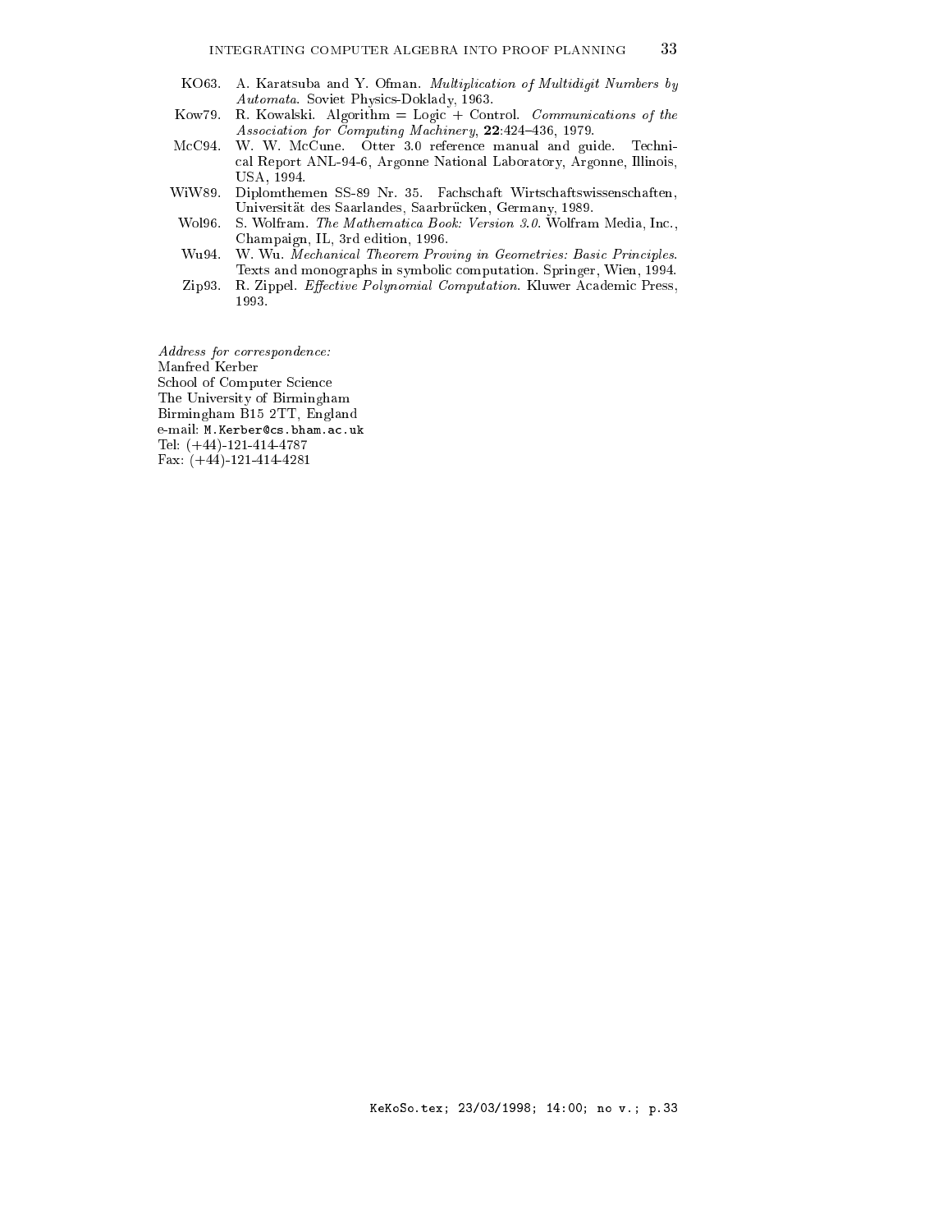KO63. A. Karatsuba and Y. Ofman. *Multiplication of Multidigit Numbers by Automata*. Soviet Physics-Doklady, 1963.

Kow79. R. Kowalski. Algorithm = Logic + Control. *Communications of the Association for Computing Machinery*, **22**:424–436, 1979.

McC94. W. W. McCune. Otter 3.0 reference manual and guide. Technical Report ANL-94-6, Argonne National Laboratory, Argonne, Illinois, USA, 1994.

WiW89. Diplomthemen SS-89 Nr. 35. Fachschaft Wirtschaftswissenschaften, Universität des Saarlandes, Saarbrücken, Germany, 1989.

Wol96. S. Wolfram. *The Mathematica Book: Version 3.0*. Wolfram Media, Inc., Champaign, IL, 3rd edition, 1996.

Wu94. W. Wu. *Mechanical Theorem Proving in Geometries: Basic Principles*. Texts and monographs in symbolic computation. Springer, Wien, 1994.

Zip93. R. Zippel. *Effective Polynomial Computation*. Kluwer Academic Press, 1993.

*Address for correspondence:*
Manfred Kerber
School of Computer Science
The University of Birmingham
Birmingham B15 2TT, England
e-mail: M.Kerber@cs.bham.ac.uk
Tel: (+44)-121-414-4787
Fax: (+44)-121-414-4281